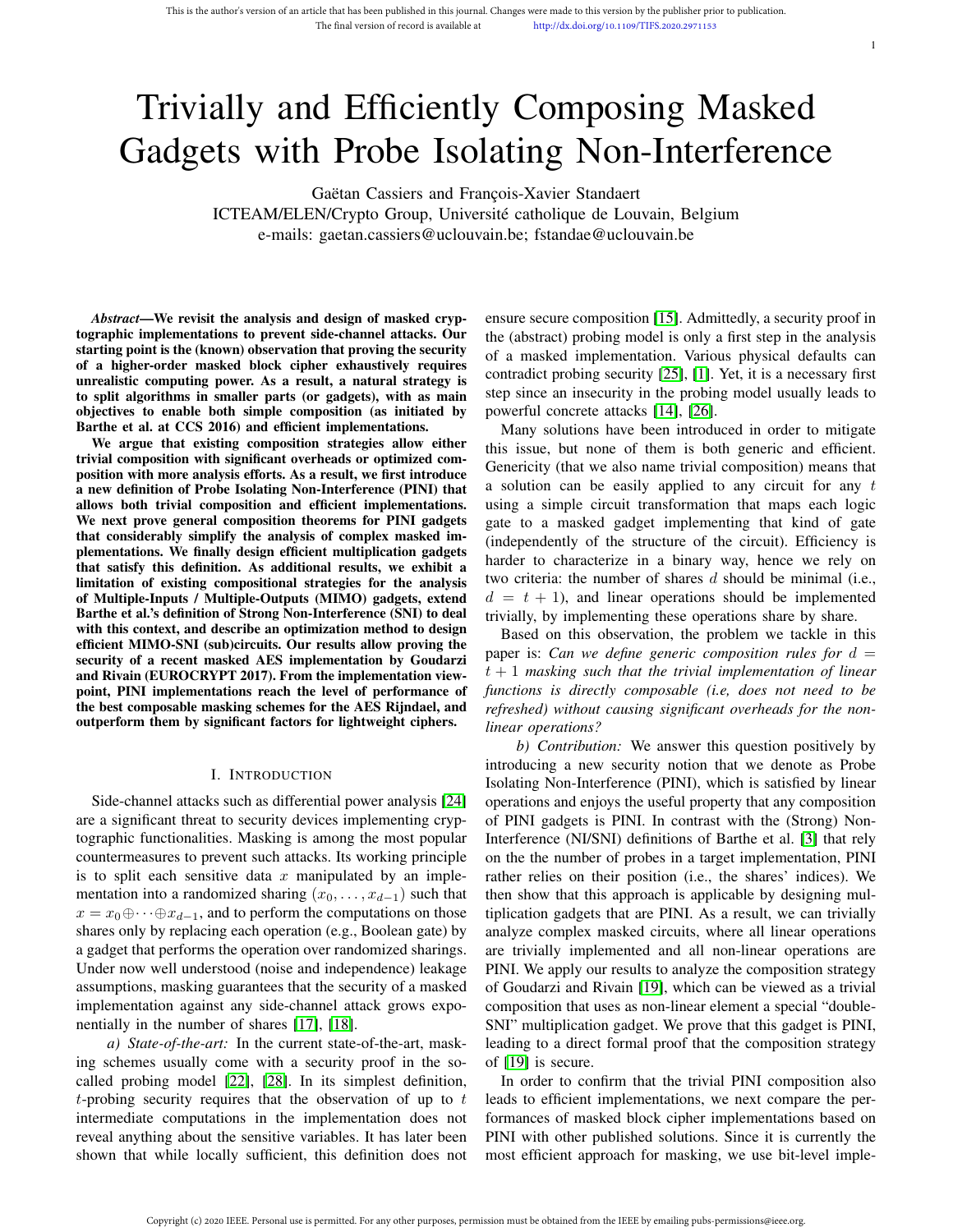# Trivially and Efficiently Composing Masked Gadgets with Probe Isolating Non-Interference

Gaëtan Cassiers and François-Xavier Standaert
ICTEAM/ELEN/Crypto Group, Université catholique de Louvain, Belgium
e-mails: gaetan.cassiers@uclouvain.be; fstandae@uclouvain.be

***Abstract*—We revisit the analysis and design of masked cryptographic implementations to prevent side-channel attacks. Our starting point is the (known) observation that proving the security of a higher-order masked block cipher exhaustively requires unrealistic computing power. As a result, a natural strategy is to split algorithms in smaller parts (or gadgets), with as main objectives to enable both simple composition (as initiated by Barthe et al. at CCS 2016) and efficient implementations.**

**We argue that existing composition strategies allow either trivial composition with significant overheads or optimized composition with more analysis efforts. As a result, we first introduce a new definition of Probe Isolating Non-Interference (PINI) that allows both trivial composition and efficient implementations. We next prove general composition theorems for PINI gadgets that considerably simplify the analysis of complex masked implementations. We finally design efficient multiplication gadgets that satisfy this definition. As additional results, we exhibit a limitation of existing compositional strategies for the analysis of Multiple-Inputs / Multiple-Outputs (MIMO) gadgets, extend Barthe et al.'s definition of Strong Non-Interference (SNI) to deal with this context, and describe an optimization method to design efficient MIMO-SNI (sub)circuits. Our results allow proving the security of a recent masked AES implementation by Goudarzi and Rivain (EUROCRYPT 2017). From the implementation viewpoint, PINI implementations reach the level of performance of the best composable masking schemes for the AES Rijndael, and outperform them by significant factors for lightweight ciphers.**

## I. Introduction

Side-channel attacks such as differential power analysis [24] are a significant threat to security devices implementing cryptographic functionalities. Masking is among the most popular countermeasures to prevent such attacks. Its working principle is to split each sensitive data $x$ manipulated by an implementation into a randomized sharing $(x_0, \ldots, x_{d-1})$ such that $x = x_0 \oplus \cdots \oplus x_{d-1}$, and to perform the computations on those shares only by replacing each operation (e.g., Boolean gate) by a gadget that performs the operation over randomized sharings. Under now well understood (noise and independence) leakage assumptions, masking guarantees that the security of a masked implementation against any side-channel attack grows exponentially in the number of shares [17], [18].

*a) State-of-the-art:* In the current state-of-the-art, masking schemes usually come with a security proof in the so-called probing model [22], [28]. In its simplest definition, $t$-probing security requires that the observation of up to $t$ intermediate computations in the implementation does not reveal anything about the sensitive variables. It has later been shown that while locally sufficient, this definition does not ensure secure composition [15]. Admittedly, a security proof in the (abstract) probing model is only a first step in the analysis of a masked implementation. Various physical defaults can contradict probing security [25], [1]. Yet, it is a necessary first step since an insecurity in the probing model usually leads to powerful concrete attacks [14], [26].

Many solutions have been introduced in order to mitigate this issue, but none of them is both generic and efficient. Genericity (that we also name trivial composition) means that a solution can be easily applied to any circuit for any $t$ using a simple circuit transformation that maps each logic gate to a masked gadget implementing that kind of gate (independently of the structure of the circuit). Efficiency is harder to characterize in a binary way, hence we rely on two criteria: the number of shares $d$ should be minimal (i.e., $d = t + 1$), and linear operations should be implemented trivially, by implementing these operations share by share.

Based on this observation, the problem we tackle in this paper is: *Can we define generic composition rules for $d = t + 1$ masking such that the trivial implementation of linear functions is directly composable (i.e, does not need to be refreshed) without causing significant overheads for the non-linear operations?*

*b) Contribution:* We answer this question positively by introducing a new security notion that we denote as Probe Isolating Non-Interference (PINI), which is satisfied by linear operations and enjoys the useful property that any composition of PINI gadgets is PINI. In contrast with the (Strong) Non-Interference (NI/SNI) definitions of Barthe et al. [3] that rely on the the number of probes in a target implementation, PINI rather relies on their position (i.e., the shares' indices). We then show that this approach is applicable by designing multiplication gadgets that are PINI. As a result, we can trivially analyze complex masked circuits, where all linear operations are trivially implemented and all non-linear operations are PINI. We apply our results to analyze the composition strategy of Goudarzi and Rivain [19], which can be viewed as a trivial composition that uses as non-linear element a special "double-SNI" multiplication gadget. We prove that this gadget is PINI, leading to a direct formal proof that the composition strategy of [19] is secure.

In order to confirm that the trivial PINI composition also leads to efficient implementations, we next compare the performances of masked block cipher implementations based on PINI with other published solutions. Since it is currently the most efficient approach for masking, we use bit-level imple-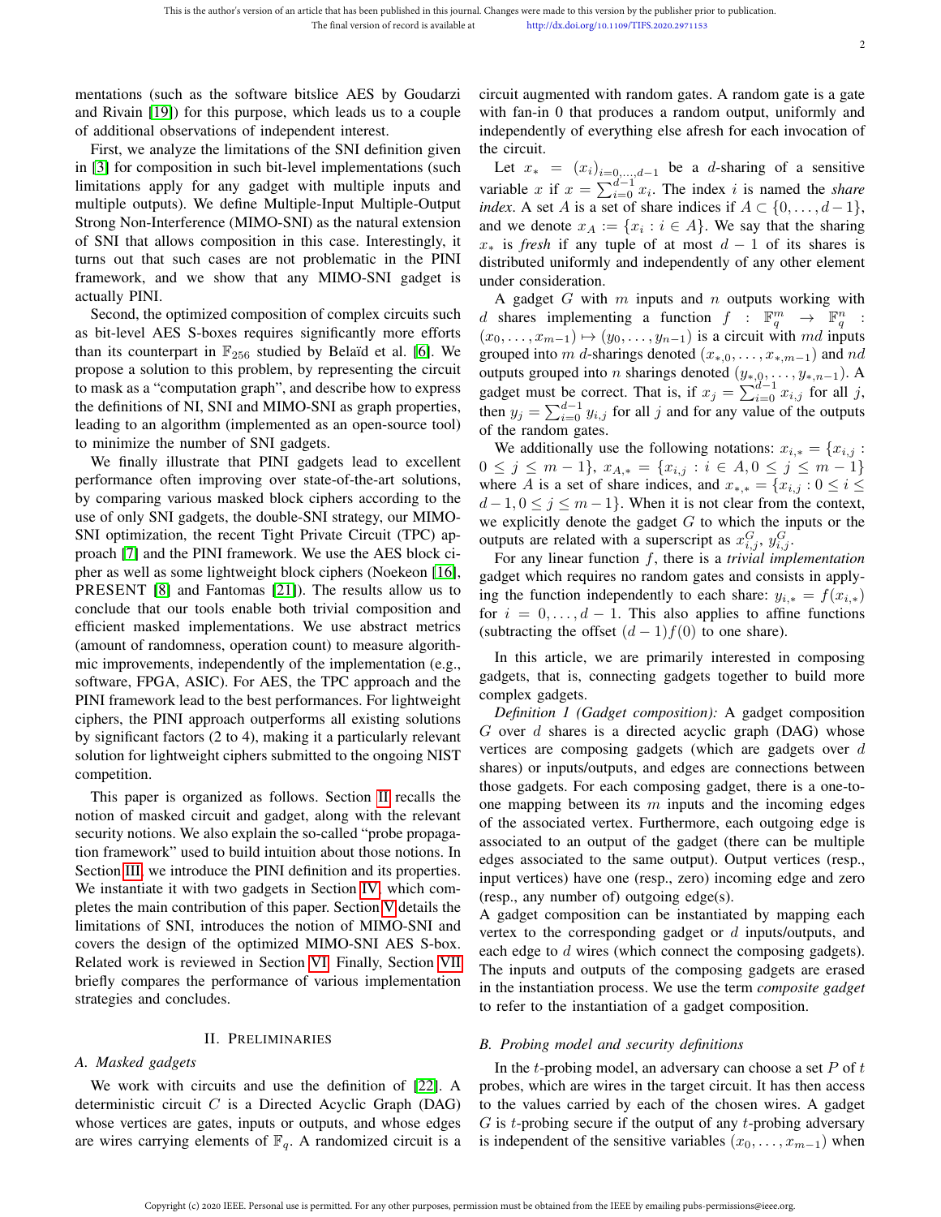mentations (such as the software bitslice AES by Goudarzi and Rivain [19]) for this purpose, which leads us to a couple of additional observations of independent interest.

First, we analyze the limitations of the SNI definition given in [3] for composition in such bit-level implementations (such limitations apply for any gadget with multiple inputs and multiple outputs). We define Multiple-Input Multiple-Output Strong Non-Interference (MIMO-SNI) as the natural extension of SNI that allows composition in this case. Interestingly, it turns out that such cases are not problematic in the PINI framework, and we show that any MIMO-SNI gadget is actually PINI.

Second, the optimized composition of complex circuits such as bit-level AES S-boxes requires significantly more efforts than its counterpart in $\mathbb{F}_{256}$ studied by Belaïd et al. [6]. We propose a solution to this problem, by representing the circuit to mask as a "computation graph", and describe how to express the definitions of NI, SNI and MIMO-SNI as graph properties, leading to an algorithm (implemented as an open-source tool) to minimize the number of SNI gadgets.

We finally illustrate that PINI gadgets lead to excellent performance often improving over state-of-the-art solutions, by comparing various masked block ciphers according to the use of only SNI gadgets, the double-SNI strategy, our MIMO-SNI optimization, the recent Tight Private Circuit (TPC) approach [7] and the PINI framework. We use the AES block cipher as well as some lightweight block ciphers (Noekeon [16], PRESENT [8] and Fantomas [21]). The results allow us to conclude that our tools enable both trivial composition and efficient masked implementations. We use abstract metrics (amount of randomness, operation count) to measure algorithmic improvements, independently of the implementation (e.g., software, FPGA, ASIC). For AES, the TPC approach and the PINI framework lead to the best performances. For lightweight ciphers, the PINI approach outperforms all existing solutions by significant factors (2 to 4), making it a particularly relevant solution for lightweight ciphers submitted to the ongoing NIST competition.

This paper is organized as follows. Section II recalls the notion of masked circuit and gadget, along with the relevant security notions. We also explain the so-called "probe propagation framework" used to build intuition about those notions. In Section III, we introduce the PINI definition and its properties. We instantiate it with two gadgets in Section IV, which completes the main contribution of this paper. Section V details the limitations of SNI, introduces the notion of MIMO-SNI and covers the design of the optimized MIMO-SNI AES S-box. Related work is reviewed in Section VI. Finally, Section VII briefly compares the performance of various implementation strategies and concludes.

## II. Preliminaries

### A. Masked gadgets

We work with circuits and use the definition of [22]. A deterministic circuit $C$ is a Directed Acyclic Graph (DAG) whose vertices are gates, inputs or outputs, and whose edges are wires carrying elements of $\mathbb{F}_q$. A randomized circuit is a circuit augmented with random gates. A random gate is a gate with fan-in 0 that produces a random output, uniformly and independently of everything else afresh for each invocation of the circuit.

Let $x_* = (x_i)_{i=0,\dots,d-1}$ be a $d$-sharing of a sensitive variable $x$ if $x = \sum_{i=0}^{d-1} x_i$. The index $i$ is named the *share index*. A set $A$ is a set of share indices if $A \subset \{0,\dots,d-1\}$, and we denote $x_A := \{x_i : i \in A\}$. We say that the sharing $x_*$ is *fresh* if any tuple of at most $d-1$ of its shares is distributed uniformly and independently of any other element under consideration.

A gadget $G$ with $m$ inputs and $n$ outputs working with $d$ shares implementing a function $f : \mathbb{F}_q^m \to \mathbb{F}_q^n : (x_0,\dots,x_{m-1}) \mapsto (y_0,\dots,y_{n-1})$ is a circuit with $md$ inputs grouped into $m$ $d$-sharings denoted $(x_{*,0},\dots,x_{*,m-1})$ and $nd$ outputs grouped into $n$ sharings denoted $(y_{*,0},\dots,y_{*,n-1})$. A gadget must be correct. That is, if $x_j = \sum_{i=0}^{d-1} x_{i,j}$ for all $j$, then $y_j = \sum_{i=0}^{d-1} y_{i,j}$ for all $j$ and for any value of the outputs of the random gates.

We additionally use the following notations: $x_{i,*} = \{x_{i,j} : 0 \le j \le m-1\}$, $x_{A,*} = \{x_{i,j} : i \in A, 0 \le j \le m-1\}$ where $A$ is a set of share indices, and $x_{*,*} = \{x_{i,j} : 0 \le i \le d-1, 0 \le j \le m-1\}$. When it is not clear from the context, we explicitly denote the gadget $G$ to which the inputs or the outputs are related with a superscript as $x_{i,j}^G$, $y_{i,j}^G$.

For any linear function $f$, there is a *trivial implementation* gadget which requires no random gates and consists in applying the function independently to each share: $y_{i,*} = f(x_{i,*})$ for $i = 0,\dots,d-1$. This also applies to affine functions (subtracting the offset $(d-1)f(0)$ to one share).

In this article, we are primarily interested in composing gadgets, that is, connecting gadgets together to build more complex gadgets.

*Definition 1 (Gadget composition):* A gadget composition $G$ over $d$ shares is a directed acyclic graph (DAG) whose vertices are composing gadgets (which are gadgets over $d$ shares) or inputs/outputs, and edges are connections between those gadgets. For each composing gadget, there is a one-to-one mapping between its $m$ inputs and the incoming edges of the associated vertex. Furthermore, each outgoing edge is associated to an output of the gadget (there can be multiple edges associated to the same output). Output vertices (resp., input vertices) have one (resp., zero) incoming edge and zero (resp., any number of) outgoing edge(s).

A gadget composition can be instantiated by mapping each vertex to the corresponding gadget or $d$ inputs/outputs, and each edge to $d$ wires (which connect the composing gadgets). The inputs and outputs of the composing gadgets are erased in the instantiation process. We use the term *composite gadget* to refer to the instantiation of a gadget composition.

### B. Probing model and security definitions

In the $t$-probing model, an adversary can choose a set $P$ of $t$ probes, which are wires in the target circuit. It has then access to the values carried by each of the chosen wires. A gadget $G$ is $t$-probing secure if the output of any $t$-probing adversary is independent of the sensitive variables $(x_0,\dots,x_{m-1})$ when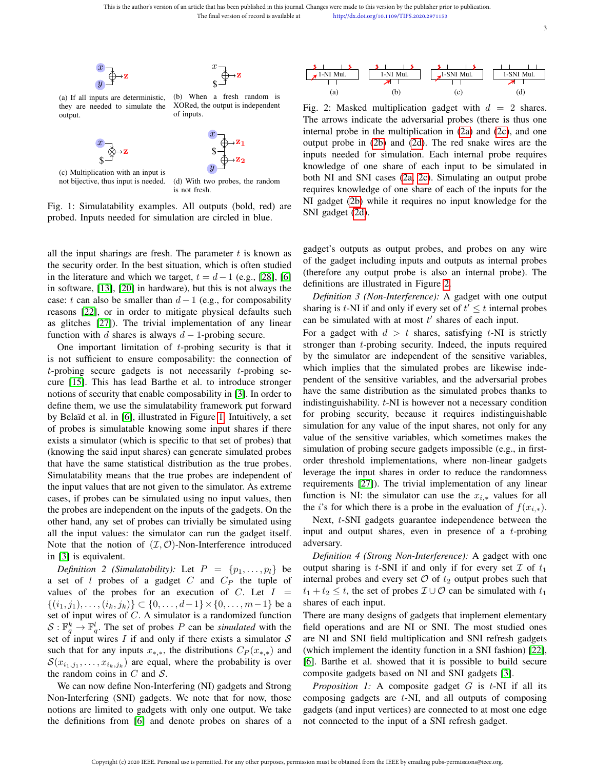(a) If all inputs are deterministic, they are needed to simulate the output.

(b) When a fresh random is XORed, the output is independent of inputs.

(c) Multiplication with an input is not bijective, thus input is needed.

(d) With two probes, the random is not fresh.

Fig. 1: Simulatability examples. All outputs (bold, red) are probed. Inputs needed for simulation are circled in blue.

Fig. 2: Masked multiplication gadget with $d = 2$ shares. The arrows indicate the adversarial probes (there is thus one internal probe in the multiplication in (2a) and (2c), and one output probe in (2b) and (2d). The red snake wires are the inputs needed for simulation. Each internal probe requires knowledge of one share of each input to be simulated in both NI and SNI cases (2a, 2c). Simulating an output probe requires knowledge of one share of each of the inputs for the NI gadget (2b) while it requires no input knowledge for the SNI gadget (2d).

all the input sharings are fresh. The parameter $t$ is known as the security order. In the best situation, which is often studied in the literature and which we target, $t = d - 1$ (e.g., [28], [6] in software, [13], [20] in hardware), but this is not always the case: $t$ can also be smaller than $d - 1$ (e.g., for composability reasons [22], or in order to mitigate physical defaults such as glitches [27]). The trivial implementation of any linear function with $d$ shares is always $d - 1$-probing secure.

One important limitation of $t$-probing security is that it is not sufficient to ensure composability: the connection of $t$-probing secure gadgets is not necessarily $t$-probing secure [15]. This has lead Barthe et al. to introduce stronger notions of security that enable composability in [3]. In order to define them, we use the simulatability framework put forward by Belaïd et al. in [6], illustrated in Figure 1. Intuitively, a set of probes is simulatable knowing some input shares if there exists a simulator (which is specific to that set of probes) that (knowing the said input shares) can generate simulated probes that have the same statistical distribution as the true probes. Simulatability means that the true probes are independent of the input values that are not given to the simulator. As extreme cases, if probes can be simulated using no input values, then the probes are independent on the inputs of the gadgets. On the other hand, any set of probes can trivially be simulated using all the input values: the simulator can run the gadget itself. Note that the notion of $(\mathcal{I}, \mathcal{O})$-Non-Interference introduced in [3] is equivalent.

*Definition 2 (Simulatability):* Let $P = \{p_1, \ldots, p_l\}$ be a set of $l$ probes of a gadget $C$ and $C_P$ the tuple of values of the probes for an execution of $C$. Let $I = \{(i_1, j_1), \ldots, (i_k, j_k)\} \subset \{0, \ldots, d-1\} \times \{0, \ldots, m-1\}$ be a set of input wires of $C$. A simulator is a randomized function $\mathcal{S} : \mathbb{F}_q^k \rightarrow \mathbb{F}_q^l$. The set of probes $P$ can be *simulated* with the set of input wires $I$ if and only if there exists a simulator $\mathcal{S}$ such that for any inputs $x_{*,*}$, the distributions $C_P(x_{*,*})$ and $\mathcal{S}(x_{i_1,j_1}, \ldots, x_{i_k,j_k})$ are equal, where the probability is over the random coins in $C$ and $\mathcal{S}$.

We can now define Non-Interfering (NI) gadgets and Strong Non-Interfering (SNI) gadgets. We note that for now, those notions are limited to gadgets with only one output. We take the definitions from [6] and denote probes on shares of a gadget's outputs as output probes, and probes on any wire of the gadget including inputs and outputs as internal probes (therefore any output probe is also an internal probe). The definitions are illustrated in Figure 2.

*Definition 3 (Non-Interference):* A gadget with one output sharing is $t$-NI if and only if every set of $t' \leq t$ internal probes can be simulated with at most $t'$ shares of each input.

For a gadget with $d > t$ shares, satisfying $t$-NI is strictly stronger than $t$-probing security. Indeed, the inputs required by the simulator are independent of the sensitive variables, which implies that the simulated probes are likewise independent of the sensitive variables, and the adversarial probes have the same distribution as the simulated probes thanks to indistinguishability. $t$-NI is however not a necessary condition for probing security, because it requires indistinguishable simulation for any value of the input shares, not only for any value of the sensitive variables, which sometimes makes the simulation of probing secure gadgets impossible (e.g., in first-order threshold implementations, where non-linear gadgets leverage the input shares in order to reduce the randomness requirements [27]). The trivial implementation of any linear function is NI: the simulator can use the $x_{i,*}$ values for all the $i$'s for which there is a probe in the evaluation of $f(x_{i,*})$.

Next, $t$-SNI gadgets guarantee independence between the input and output shares, even in presence of a $t$-probing adversary.

*Definition 4 (Strong Non-Interference):* A gadget with one output sharing is $t$-SNI if and only if for every set $\mathcal{I}$ of $t_1$ internal probes and every set $\mathcal{O}$ of $t_2$ output probes such that $t_1 + t_2 \leq t$, the set of probes $\mathcal{I} \cup \mathcal{O}$ can be simulated with $t_1$ shares of each input.

There are many designs of gadgets that implement elementary field operations and are NI or SNI. The most studied ones are NI and SNI field multiplication and SNI refresh gadgets (which implement the identity function in a SNI fashion) [22], [6]. Barthe et al. showed that it is possible to build secure composite gadgets based on NI and SNI gadgets [3].

*Proposition 1:* A composite gadget $G$ is $t$-NI if all its composing gadgets are $t$-NI, and all outputs of composing gadgets (and input vertices) are connected to at most one edge not connected to the input of a SNI refresh gadget.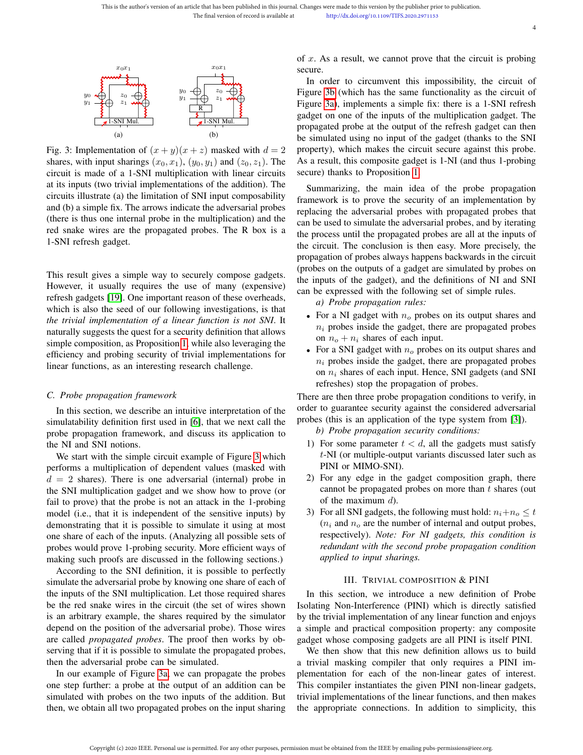$x_0 x_1$

$y_0$
$y_1$

$z_0$
$z_1$

1-SNI Mul.

(a)

$x_0 x_1$

$y_0$
$y_1$

$z_0$
$z_1$

R

1-SNI Mul.

(b)

Fig. 3: Implementation of $(x+y)(x+z)$ masked with $d=2$ shares, with input sharings $(x_0, x_1)$, $(y_0, y_1)$ and $(z_0, z_1)$. The circuit is made of a 1-SNI multiplication with linear circuits at its inputs (two trivial implementations of the addition). The circuits illustrate (a) the limitation of SNI input composability and (b) a simple fix. The arrows indicate the adversarial probes (there is thus one internal probe in the multiplication) and the red snake wires are the propagated probes. The R box is a 1-SNI refresh gadget.

This result gives a simple way to securely compose gadgets. However, it usually requires the use of many (expensive) refresh gadgets [19]. One important reason of these overheads, which is also the seed of our following investigations, is that *the trivial implementation of a linear function is not SNI*. It naturally suggests the quest for a security definition that allows simple composition, as Proposition 1, while also leveraging the efficiency and probing security of trivial implementations for linear functions, as an interesting research challenge.

### C. Probe propagation framework

In this section, we describe an intuitive interpretation of the simulatability definition first used in [6], that we next call the probe propagation framework, and discuss its application to the NI and SNI notions.

We start with the simple circuit example of Figure 3 which performs a multiplication of dependent values (masked with $d=2$ shares). There is one adversarial (internal) probe in the SNI multiplication gadget and we show how to prove (or fail to prove) that the probe is not an attack in the 1-probing model (i.e., that it is independent of the sensitive inputs) by demonstrating that it is possible to simulate it using at most one share of each of the inputs. (Analyzing all possible sets of probes would prove 1-probing security. More efficient ways of making such proofs are discussed in the following sections.)

According to the SNI definition, it is possible to perfectly simulate the adversarial probe by knowing one share of each of the inputs of the SNI multiplication. Let those required shares be the red snake wires in the circuit (the set of wires shown is an arbitrary example, the shares required by the simulator depend on the position of the adversarial probe). Those wires are called *propagated probes*. The proof then works by observing that if it is possible to simulate the propagated probes, then the adversarial probe can be simulated.

In our example of Figure 3a, we can propagate the probes one step further: a probe at the output of an addition can be simulated with probes on the two inputs of the addition. But then, we obtain all two propagated probes on the input sharing of $x$. As a result, we cannot prove that the circuit is probing secure.

In order to circumvent this impossibility, the circuit of Figure 3b (which has the same functionality as the circuit of Figure 3a), implements a simple fix: there is a 1-SNI refresh gadget on one of the inputs of the multiplication gadget. The propagated probe at the output of the refresh gadget can then be simulated using no input of the gadget (thanks to the SNI property), which makes the circuit secure against this probe. As a result, this composite gadget is 1-NI (and thus 1-probing secure) thanks to Proposition 1.

Summarizing, the main idea of the probe propagation framework is to prove the security of an implementation by replacing the adversarial probes with propagated probes that can be used to simulate the adversarial probes, and by iterating the process until the propagated probes are all at the inputs of the circuit. The conclusion is then easy. More precisely, the propagation of probes always happens backwards in the circuit (probes on the outputs of a gadget are simulated by probes on the inputs of the gadget), and the definitions of NI and SNI can be expressed with the following set of simple rules.

*a) Probe propagation rules:*

- For a NI gadget with $n_o$ probes on its output shares and $n_i$ probes inside the gadget, there are propagated probes on $n_o + n_i$ shares of each input.
- For a SNI gadget with $n_o$ probes on its output shares and $n_i$ probes inside the gadget, there are propagated probes on $n_i$ shares of each input. Hence, SNI gadgets (and SNI refreshes) stop the propagation of probes.

There are then three probe propagation conditions to verify, in order to guarantee security against the considered adversarial probes (this is an application of the type system from [3]).

*b) Probe propagation security conditions:*

1) For some parameter $t < d$, all the gadgets must satisfy $t$-NI (or multiple-output variants discussed later such as PINI or MIMO-SNI).
2) For any edge in the gadget composition graph, there cannot be propagated probes on more than $t$ shares (out of the maximum $d$).
3) For all SNI gadgets, the following must hold: $n_i + n_o \le t$ ($n_i$ and $n_o$ are the number of internal and output probes, respectively). *Note: For NI gadgets, this condition is redundant with the second probe propagation condition applied to input sharings.*

## III. Trivial composition & PINI

In this section, we introduce a new definition of Probe Isolating Non-Interference (PINI) which is directly satisfied by the trivial implementation of any linear function and enjoys a simple and practical composition property: any composite gadget whose composing gadgets are all PINI is itself PINI.

We then show that this new definition allows us to build a trivial masking compiler that only requires a PINI implementation for each of the non-linear gates of interest. This compiler instantiates the given PINI non-linear gadgets, trivial implementations of the linear functions, and then makes the appropriate connections. In addition to simplicity, this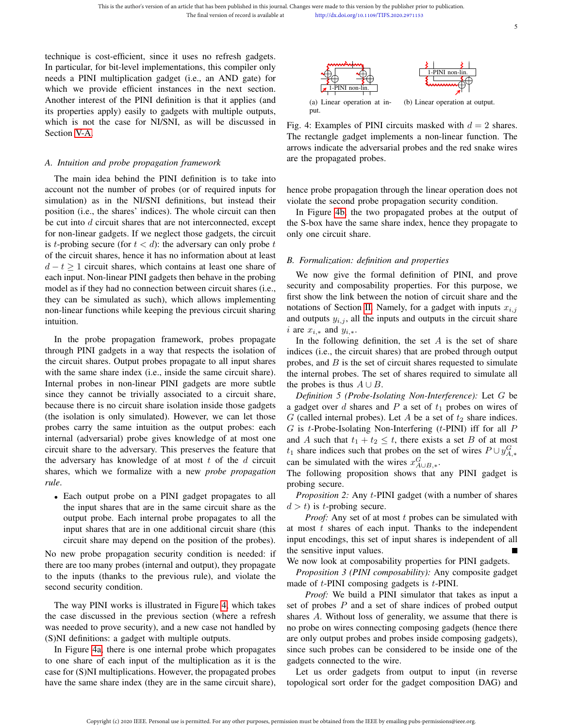technique is cost-efficient, since it uses no refresh gadgets. In particular, for bit-level implementations, this compiler only needs a PINI multiplication gadget (i.e., an AND gate) for which we provide efficient instances in the next section. Another interest of the PINI definition is that it applies (and its properties apply) easily to gadgets with multiple outputs, which is not the case for NI/SNI, as will be discussed in Section V-A.

### A. Intuition and probe propagation framework

The main idea behind the PINI definition is to take into account not the number of probes (or of required inputs for simulation) as in the NI/SNI definitions, but instead their position (i.e., the shares' indices). The whole circuit can then be cut into $d$ circuit shares that are not interconnected, except for non-linear gadgets. If we neglect those gadgets, the circuit is $t$-probing secure (for $t < d$): the adversary can only probe $t$ of the circuit shares, hence it has no information about at least $d - t \geq 1$ circuit shares, which contains at least one share of each input. Non-linear PINI gadgets then behave in the probing model as if they had no connection between circuit shares (i.e., they can be simulated as such), which allows implementing non-linear functions while keeping the previous circuit sharing intuition.

In the probe propagation framework, probes propagate through PINI gadgets in a way that respects the isolation of the circuit shares. Output probes propagate to all input shares with the same share index (i.e., inside the same circuit share). Internal probes in non-linear PINI gadgets are more subtle since they cannot be trivially associated to a circuit share, because there is no circuit share isolation inside those gadgets (the isolation is only simulated). However, we can let those probes carry the same intuition as the output probes: each internal (adversarial) probe gives knowledge of at most one circuit share to the adversary. This preserves the feature that the adversary has knowledge of at most $t$ of the $d$ circuit shares, which we formalize with a new *probe propagation rule*.

- Each output probe on a PINI gadget propagates to all the input shares that are in the same circuit share as the output probe. Each internal probe propagates to all the input shares that are in one additional circuit share (this circuit share may depend on the position of the probes).

No new probe propagation security condition is needed: if there are too many probes (internal and output), they propagate to the inputs (thanks to the previous rule), and violate the second security condition.

The way PINI works is illustrated in Figure 4, which takes the case discussed in the previous section (where a refresh was needed to prove security), and a new case not handled by (S)NI definitions: a gadget with multiple outputs.

In Figure 4a, there is one internal probe which propagates to one share of each input of the multiplication as it is the case for (S)NI multiplications. However, the propagated probes have the same share index (they are in the same circuit share), hence probe propagation through the linear operation does not violate the second probe propagation security condition.

In Figure 4b, the two propagated probes at the output of the S-box have the same share index, hence they propagate to only one circuit share.

1-PINI non-lin.

(a) Linear operation at input.

1-PINI non-lin.

(b) Linear operation at output.

Fig. 4: Examples of PINI circuits masked with $d = 2$ shares. The rectangle gadget implements a non-linear function. The arrows indicate the adversarial probes and the red snake wires are the propagated probes.

### B. Formalization: definition and properties

We now give the formal definition of PINI, and prove security and composability properties. For this purpose, we first show the link between the notion of circuit share and the notations of Section II. Namely, for a gadget with inputs $x_{i,j}$ and outputs $y_{i,j}$, all the inputs and outputs in the circuit share $i$ are $x_{i,*}$ and $y_{i,*}$.

In the following definition, the set $A$ is the set of share indices (i.e., the circuit shares) that are probed through output probes, and $B$ is the set of circuit shares requested to simulate the internal probes. The set of shares required to simulate all the probes is thus $A \cup B$.

*Definition 5 (Probe-Isolating Non-Interference):* Let $G$ be a gadget over $d$ shares and $P$ a set of $t_1$ probes on wires of $G$ (called internal probes). Let $A$ be a set of $t_2$ share indices. $G$ is $t$-Probe-Isolating Non-Interfering ($t$-PINI) iff for all $P$ and $A$ such that $t_1 + t_2 \leq t$, there exists a set $B$ of at most $t_1$ share indices such that probes on the set of wires $P \cup y^G_{A,*}$ can be simulated with the wires $x^G_{A \cup B,*}$.

The following proposition shows that any PINI gadget is probing secure.

*Proposition 2:* Any $t$-PINI gadget (with a number of shares $d > t$) is $t$-probing secure.

*Proof:* Any set of at most $t$ probes can be simulated with at most $t$ shares of each input. Thanks to the independent input encodings, this set of input shares is independent of all the sensitive input values. ∎

We now look at composability properties for PINI gadgets.

*Proposition 3 (PINI composability):* Any composite gadget made of $t$-PINI composing gadgets is $t$-PINI.

*Proof:* We build a PINI simulator that takes as input a set of probes $P$ and a set of share indices of probed output shares $A$. Without loss of generality, we assume that there is no probe on wires connecting composing gadgets (hence there are only output probes and probes inside composing gadgets), since such probes can be considered to be inside one of the gadgets connected to the wire.

Let us order gadgets from output to input (in reverse topological sort order for the gadget composition DAG) and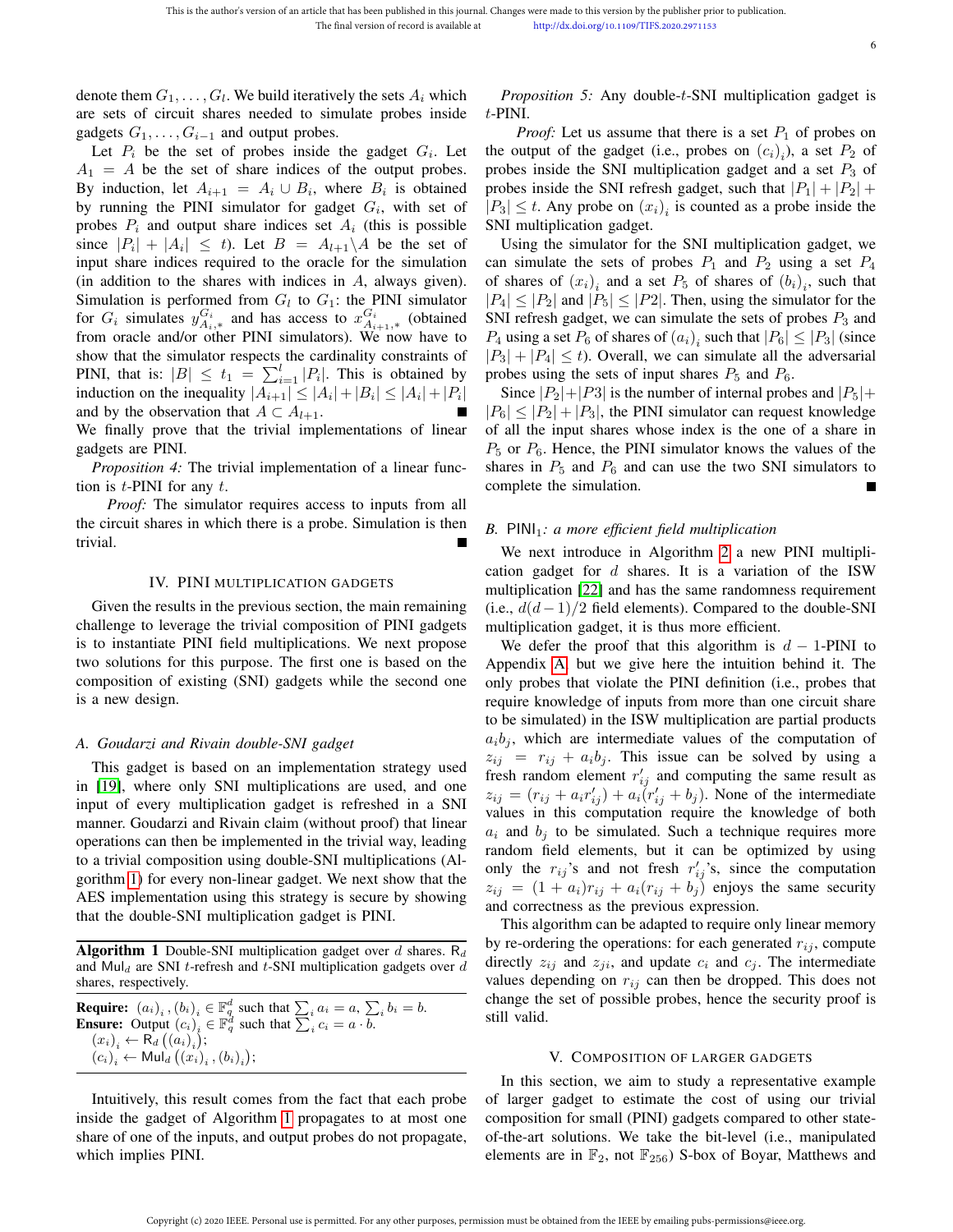denote them $G_1, \dots, G_l$. We build iteratively the sets $A_i$ which are sets of circuit shares needed to simulate probes inside gadgets $G_1, \dots, G_{i-1}$ and output probes.

Let $P_i$ be the set of probes inside the gadget $G_i$. Let $A_1 = A$ be the set of share indices of the output probes. By induction, let $A_{i+1} = A_i \cup B_i$, where $B_i$ is obtained by running the PINI simulator for gadget $G_i$, with set of probes $P_i$ and output share indices set $A_i$ (this is possible since $|P_i| + |A_i| \leq t$). Let $B = A_{l+1} \backslash A$ be the set of input share indices required to the oracle for the simulation (in addition to the shares with indices in $A$, always given). Simulation is performed from $G_l$ to $G_1$: the PINI simulator for $G_i$ simulates $y^{G_i}_{A_i,*}$ and has access to $x^{G_i}_{A_{i+1},*}$ (obtained from oracle and/or other PINI simulators). We now have to show that the simulator respects the cardinality constraints of PINI, that is: $|B| \leq t_1 = \sum_{i=1}^{l} |P_i|$. This is obtained by induction on the inequality $|A_{i+1}| \leq |A_i| + |B_i| \leq |A_i| + |P_i|$ and by the observation that $A \subset A_{l+1}$. ∎

We finally prove that the trivial implementations of linear gadgets are PINI.

*Proposition 4:* The trivial implementation of a linear function is $t$-PINI for any $t$.

*Proof:* The simulator requires access to inputs from all the circuit shares in which there is a probe. Simulation is then trivial. ∎

## IV. PINI MULTIPLICATION GADGETS

Given the results in the previous section, the main remaining challenge to leverage the trivial composition of PINI gadgets is to instantiate PINI field multiplications. We next propose two solutions for this purpose. The first one is based on the composition of existing (SNI) gadgets while the second one is a new design.

### A. Goudarzi and Rivain double-SNI gadget

This gadget is based on an implementation strategy used in [19], where only SNI multiplications are used, and one input of every multiplication gadget is refreshed in a SNI manner. Goudarzi and Rivain claim (without proof) that linear operations can then be implemented in the trivial way, leading to a trivial composition using double-SNI multiplications (Algorithm 1) for every non-linear gadget. We next show that the AES implementation using this strategy is secure by showing that the double-SNI multiplication gadget is PINI.

**Algorithm 1** Double-SNI multiplication gadget over $d$ shares. $\mathsf{R}_d$ and $\mathsf{Mul}_d$ are SNI $t$-refresh and $t$-SNI multiplication gadgets over $d$ shares, respectively.

**Require:** $(a_i)_i, (b_i)_i \in \mathbb{F}_q^d$ such that $\sum_i a_i = a$, $\sum_i b_i = b$.
**Ensure:** Output $(c_i)_i \in \mathbb{F}_q^d$ such that $\sum_i c_i = a \cdot b$.
$(x_i)_i \leftarrow \mathsf{R}_d\left((a_i)_i\right)$;
$(c_i)_i \leftarrow \mathsf{Mul}_d\left((x_i)_i, (b_i)_i\right)$;

Intuitively, this result comes from the fact that each probe inside the gadget of Algorithm 1 propagates to at most one share of one of the inputs, and output probes do not propagate, which implies PINI.

*Proposition 5:* Any double-$t$-SNI multiplication gadget is $t$-PINI.

*Proof:* Let us assume that there is a set $P_1$ of probes on the output of the gadget (i.e., probes on $(c_i)_i$), a set $P_2$ of probes inside the SNI multiplication gadget and a set $P_3$ of probes inside the SNI refresh gadget, such that $|P_1| + |P_2| + |P_3| \leq t$. Any probe on $(x_i)_i$ is counted as a probe inside the SNI multiplication gadget.

Using the simulator for the SNI multiplication gadget, we can simulate the sets of probes $P_1$ and $P_2$ using a set $P_4$ of shares of $(x_i)_i$ and a set $P_5$ of shares of $(b_i)_i$, such that $|P_4| \leq |P_2|$ and $|P_5| \leq |P2|$. Then, using the simulator for the SNI refresh gadget, we can simulate the sets of probes $P_3$ and $P_4$ using a set $P_6$ of shares of $(a_i)_i$ such that $|P_6| \leq |P_3|$ (since $|P_3| + |P_4| \leq t$). Overall, we can simulate all the adversarial probes using the sets of input shares $P_5$ and $P_6$.

Since $|P_2| + |P3|$ is the number of internal probes and $|P_5| + |P_6| \leq |P_2| + |P_3|$, the PINI simulator can request knowledge of all the input shares whose index is the one of a share in $P_5$ or $P_6$. Hence, the PINI simulator knows the values of the shares in $P_5$ and $P_6$ and can use the two SNI simulators to complete the simulation. ∎

### B. $\mathsf{PINI}_1$: a more efficient field multiplication

We next introduce in Algorithm 2 a new PINI multiplication gadget for $d$ shares. It is a variation of the ISW multiplication [22] and has the same randomness requirement (i.e., $d(d-1)/2$ field elements). Compared to the double-SNI multiplication gadget, it is thus more efficient.

We defer the proof that this algorithm is $d-1$-PINI to Appendix A, but we give here the intuition behind it. The only probes that violate the PINI definition (i.e., probes that require knowledge of inputs from more than one circuit share to be simulated) in the ISW multiplication are partial products $a_i b_j$, which are intermediate values of the computation of $z_{ij} = r_{ij} + a_i b_j$. This issue can be solved by using a fresh random element $r'_{ij}$ and computing the same result as $z_{ij} = (r_{ij} + a_i r'_{ij}) + a_i(r'_{ij} + b_j)$. None of the intermediate values in this computation require the knowledge of both $a_i$ and $b_j$ to be simulated. Such a technique requires more random field elements, but it can be optimized by using only the $r_{ij}$'s and not fresh $r'_{ij}$'s, since the computation $z_{ij} = (1 + a_i)r_{ij} + a_i(r_{ij} + b_j)$ enjoys the same security and correctness as the previous expression.

This algorithm can be adapted to require only linear memory by re-ordering the operations: for each generated $r_{ij}$, compute directly $z_{ij}$ and $z_{ji}$, and update $c_i$ and $c_j$. The intermediate values depending on $r_{ij}$ can then be dropped. This does not change the set of possible probes, hence the security proof is still valid.

## V. COMPOSITION OF LARGER GADGETS

In this section, we aim to study a representative example of larger gadget to estimate the cost of using our trivial composition for small (PINI) gadgets compared to other state-of-the-art solutions. We take the bit-level (i.e., manipulated elements are in $\mathbb{F}_2$, not $\mathbb{F}_{256}$) S-box of Boyar, Matthews and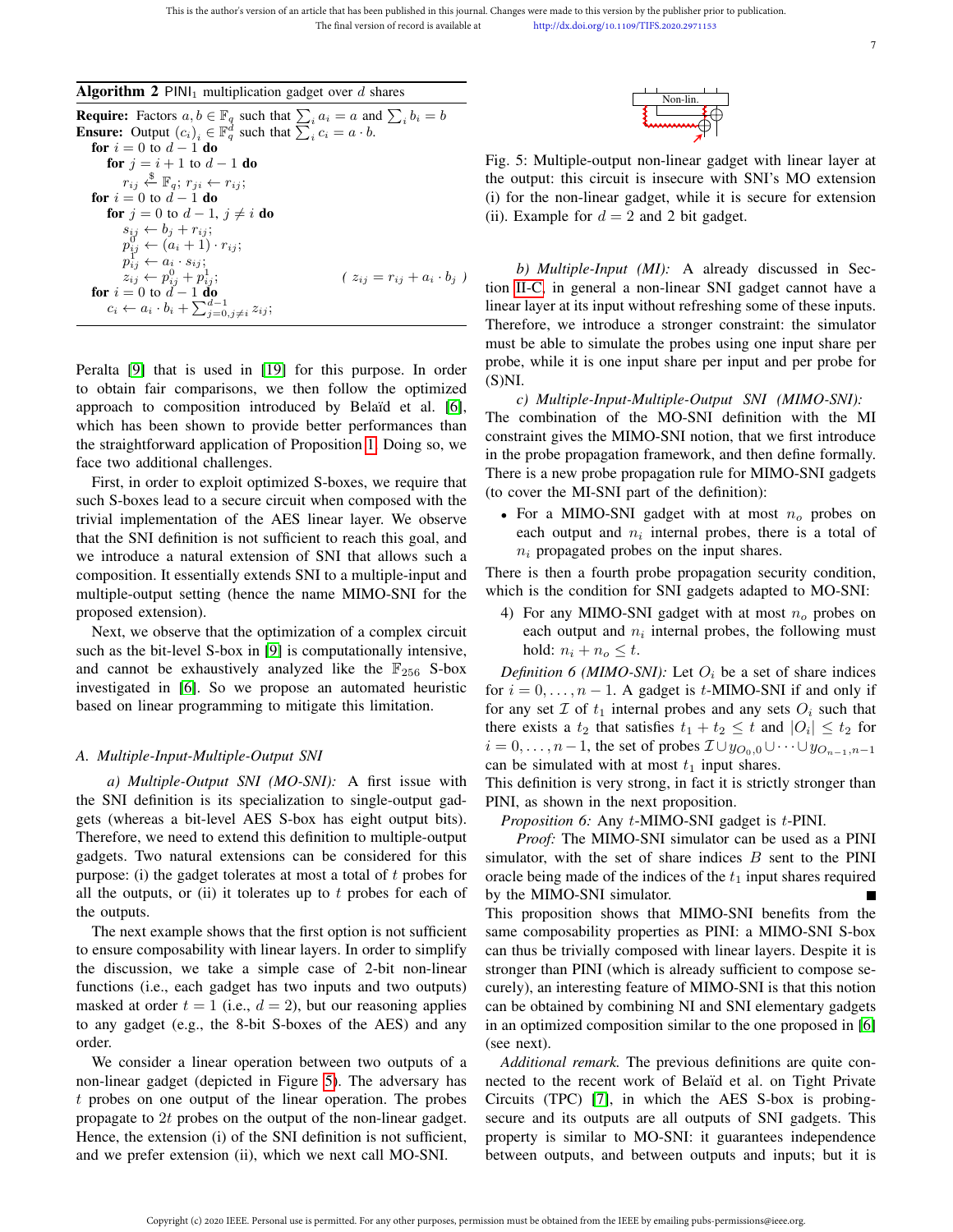**Algorithm 2** $\mathsf{PINI}_1$ multiplication gadget over $d$ shares

**Require:** Factors $a, b \in \mathbb{F}_q$ such that $\sum_i a_i = a$ and $\sum_i b_i = b$
**Ensure:** Output $(c_i)_i \in \mathbb{F}_q^d$ such that $\sum_i c_i = a \cdot b$.

```
for i = 0 to d − 1 do
    for j = i + 1 to d − 1 do
        r_ij ←$ F_q; r_ji ← r_ij;
for i = 0 to d − 1 do
    for j = 0 to d − 1, j ≠ i do
        s_ij ← b_j + r_ij;
        p^0_ij ← (a_i + 1) · r_ij;
        p^1_ij ← a_i · s_ij;
        z_ij ← p^0_ij + p^1_ij;                  ( z_ij = r_ij + a_i · b_j )
for i = 0 to d − 1 do
    c_i ← a_i · b_i + Σ_{j=0, j≠i}^{d−1} z_ij;
```

Peralta [9] that is used in [19] for this purpose. In order to obtain fair comparisons, we then follow the optimized approach to composition introduced by Belaïd et al. [6], which has been shown to provide better performances than the straightforward application of Proposition 1. Doing so, we face two additional challenges.

First, in order to exploit optimized S-boxes, we require that such S-boxes lead to a secure circuit when composed with the trivial implementation of the AES linear layer. We observe that the SNI definition is not sufficient to reach this goal, and we introduce a natural extension of SNI that allows such a composition. It essentially extends SNI to a multiple-input and multiple-output setting (hence the name MIMO-SNI for the proposed extension).

Next, we observe that the optimization of a complex circuit such as the bit-level S-box in [9] is computationally intensive, and cannot be exhaustively analyzed like the $\mathbb{F}_{256}$ S-box investigated in [6]. So we propose an automated heuristic based on linear programming to mitigate this limitation.

### A. Multiple-Input-Multiple-Output SNI

*a) Multiple-Output SNI (MO-SNI):* A first issue with the SNI definition is its specialization to single-output gadgets (whereas a bit-level AES S-box has eight output bits). Therefore, we need to extend this definition to multiple-output gadgets. Two natural extensions can be considered for this purpose: (i) the gadget tolerates at most a total of $t$ probes for all the outputs, or (ii) it tolerates up to $t$ probes for each of the outputs.

The next example shows that the first option is not sufficient to ensure composability with linear layers. In order to simplify the discussion, we take a simple case of 2-bit non-linear functions (i.e., each gadget has two inputs and two outputs) masked at order $t = 1$ (i.e., $d = 2$), but our reasoning applies to any gadget (e.g., the 8-bit S-boxes of the AES) and any order.

We consider a linear operation between two outputs of a non-linear gadget (depicted in Figure 5). The adversary has $t$ probes on one output of the linear operation. The probes propagate to $2t$ probes on the output of the non-linear gadget. Hence, the extension (i) of the SNI definition is not sufficient, and we prefer extension (ii), which we next call MO-SNI.

Non-lin.

Fig. 5: Multiple-output non-linear gadget with linear layer at the output: this circuit is insecure with SNI's MO extension (i) for the non-linear gadget, while it is secure for extension (ii). Example for $d = 2$ and 2 bit gadget.

*b) Multiple-Input (MI):* A already discussed in Section II-C, in general a non-linear SNI gadget cannot have a linear layer at its input without refreshing some of these inputs. Therefore, we introduce a stronger constraint: the simulator must be able to simulate the probes using one input share per probe, while it is one input share per input and per probe for (S)NI.

*c) Multiple-Input-Multiple-Output SNI (MIMO-SNI):* The combination of the MO-SNI definition with the MI constraint gives the MIMO-SNI notion, that we first introduce in the probe propagation framework, and then define formally. There is a new probe propagation rule for MIMO-SNI gadgets (to cover the MI-SNI part of the definition):

- For a MIMO-SNI gadget with at most $n_o$ probes on each output and $n_i$ internal probes, there is a total of $n_i$ propagated probes on the input shares.

There is then a fourth probe propagation security condition, which is the condition for SNI gadgets adapted to MO-SNI:

4) For any MIMO-SNI gadget with at most $n_o$ probes on each output and $n_i$ internal probes, the following must hold: $n_i + n_o \leq t$.

*Definition 6 (MIMO-SNI):* Let $O_i$ be a set of share indices for $i = 0, \ldots, n-1$. A gadget is $t$-MIMO-SNI if and only if for any set $\mathcal{I}$ of $t_1$ internal probes and any sets $O_i$ such that there exists a $t_2$ that satisfies $t_1 + t_2 \leq t$ and $|O_i| \leq t_2$ for $i = 0, \ldots, n-1$, the set of probes $\mathcal{I} \cup y_{O_0,0} \cup \cdots \cup y_{O_{n-1},n-1}$ can be simulated with at most $t_1$ input shares.
This definition is very strong, in fact it is strictly stronger than PINI, as shown in the next proposition.

*Proposition 6:* Any $t$-MIMO-SNI gadget is $t$-PINI.

*Proof:* The MIMO-SNI simulator can be used as a PINI simulator, with the set of share indices $B$ sent to the PINI oracle being made of the indices of the $t_1$ input shares required by the MIMO-SNI simulator. ■

This proposition shows that MIMO-SNI benefits from the same composability properties as PINI: a MIMO-SNI S-box can thus be trivially composed with linear layers. Despite it is stronger than PINI (which is already sufficient to compose securely), an interesting feature of MIMO-SNI is that this notion can be obtained by combining NI and SNI elementary gadgets in an optimized composition similar to the one proposed in [6] (see next).

*Additional remark.* The previous definitions are quite connected to the recent work of Belaïd et al. on Tight Private Circuits (TPC) [7], in which the AES S-box is probing-secure and its outputs are all outputs of SNI gadgets. This property is similar to MO-SNI: it guarantees independence between outputs, and between outputs and inputs; but it is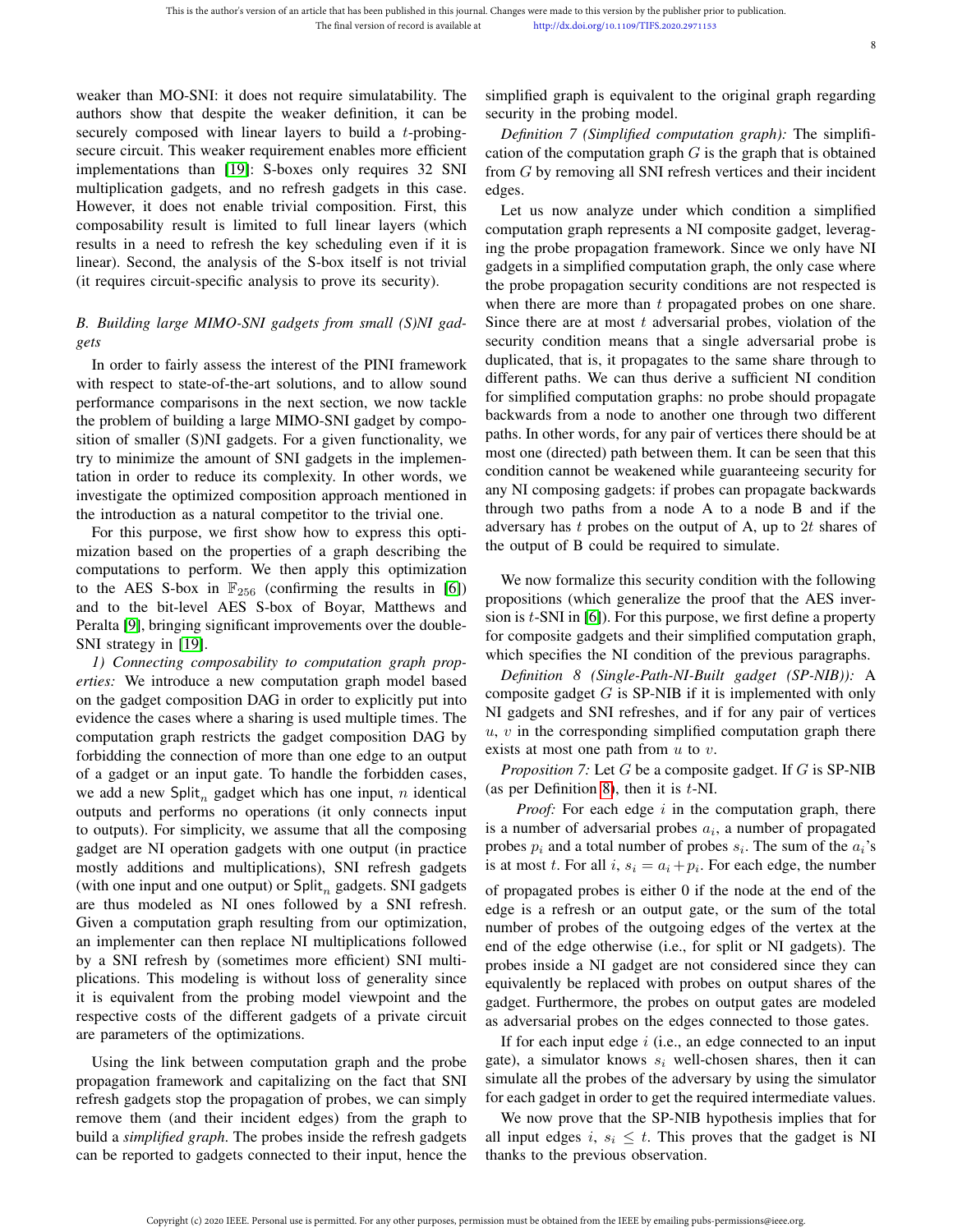weaker than MO-SNI: it does not require simulatability. The authors show that despite the weaker definition, it can be securely composed with linear layers to build a $t$-probing-secure circuit. This weaker requirement enables more efficient implementations than [19]: S-boxes only requires 32 SNI multiplication gadgets, and no refresh gadgets in this case. However, it does not enable trivial composition. First, this composability result is limited to full linear layers (which results in a need to refresh the key scheduling even if it is linear). Second, the analysis of the S-box itself is not trivial (it requires circuit-specific analysis to prove its security).

### B. Building large MIMO-SNI gadgets from small (S)NI gadgets

In order to fairly assess the interest of the PINI framework with respect to state-of-the-art solutions, and to allow sound performance comparisons in the next section, we now tackle the problem of building a large MIMO-SNI gadget by composition of smaller (S)NI gadgets. For a given functionality, we try to minimize the amount of SNI gadgets in the implementation in order to reduce its complexity. In other words, we investigate the optimized composition approach mentioned in the introduction as a natural competitor to the trivial one.

For this purpose, we first show how to express this optimization based on the properties of a graph describing the computations to perform. We then apply this optimization to the AES S-box in $\mathbb{F}_{256}$ (confirming the results in [6]) and to the bit-level AES S-box of Boyar, Matthews and Peralta [9], bringing significant improvements over the double-SNI strategy in [19].

*1) Connecting composability to computation graph properties:* We introduce a new computation graph model based on the gadget composition DAG in order to explicitly put into evidence the cases where a sharing is used multiple times. The computation graph restricts the gadget composition DAG by forbidding the connection of more than one edge to an output of a gadget or an input gate. To handle the forbidden cases, we add a new $\mathsf{Split}_n$ gadget which has one input, $n$ identical outputs and performs no operations (it only connects input to outputs). For simplicity, we assume that all the composing gadget are NI operation gadgets with one output (in practice mostly additions and multiplications), SNI refresh gadgets (with one input and one output) or $\mathsf{Split}_n$ gadgets. SNI gadgets are thus modeled as NI ones followed by a SNI refresh. Given a computation graph resulting from our optimization, an implementer can then replace NI multiplications followed by a SNI refresh by (sometimes more efficient) SNI multiplications. This modeling is without loss of generality since it is equivalent from the probing model viewpoint and the respective costs of the different gadgets of a private circuit are parameters of the optimizations.

Using the link between computation graph and the probe propagation framework and capitalizing on the fact that SNI refresh gadgets stop the propagation of probes, we can simply remove them (and their incident edges) from the graph to build a *simplified graph*. The probes inside the refresh gadgets can be reported to gadgets connected to their input, hence the simplified graph is equivalent to the original graph regarding security in the probing model.

*Definition 7 (Simplified computation graph):* The simplification of the computation graph $G$ is the graph that is obtained from $G$ by removing all SNI refresh vertices and their incident edges.

Let us now analyze under which condition a simplified computation graph represents a NI composite gadget, leveraging the probe propagation framework. Since we only have NI gadgets in a simplified computation graph, the only case where the probe propagation security conditions are not respected is when there are more than $t$ propagated probes on one share. Since there are at most $t$ adversarial probes, violation of the security condition means that a single adversarial probe is duplicated, that is, it propagates to the same share through to different paths. We can thus derive a sufficient NI condition for simplified computation graphs: no probe should propagate backwards from a node to another one through two different paths. In other words, for any pair of vertices there should be at most one (directed) path between them. It can be seen that this condition cannot be weakened while guaranteeing security for any NI composing gadgets: if probes can propagate backwards through two paths from a node A to a node B and if the adversary has $t$ probes on the output of A, up to $2t$ shares of the output of B could be required to simulate.

We now formalize this security condition with the following propositions (which generalize the proof that the AES inversion is $t$-SNI in [6]). For this purpose, we first define a property for composite gadgets and their simplified computation graph, which specifies the NI condition of the previous paragraphs.

*Definition 8 (Single-Path-NI-Built gadget (SP-NIB)):* A composite gadget $G$ is SP-NIB if it is implemented with only NI gadgets and SNI refreshes, and if for any pair of vertices $u$, $v$ in the corresponding simplified computation graph there exists at most one path from $u$ to $v$.

*Proposition 7:* Let $G$ be a composite gadget. If $G$ is SP-NIB (as per Definition 8), then it is $t$-NI.

*Proof:* For each edge $i$ in the computation graph, there is a number of adversarial probes $a_i$, a number of propagated probes $p_i$ and a total number of probes $s_i$. The sum of the $a_i$'s is at most $t$. For all $i$, $s_i = a_i + p_i$. For each edge, the number of propagated probes is either 0 if the node at the end of the edge is a refresh or an output gate, or the sum of the total number of probes of the outgoing edges of the vertex at the end of the edge otherwise (i.e., for split or NI gadgets). The probes inside a NI gadget are not considered since they can equivalently be replaced with probes on output shares of the gadget. Furthermore, the probes on output gates are modeled as adversarial probes on the edges connected to those gates.

If for each input edge $i$ (i.e., an edge connected to an input gate), a simulator knows $s_i$ well-chosen shares, then it can simulate all the probes of the adversary by using the simulator for each gadget in order to get the required intermediate values.

We now prove that the SP-NIB hypothesis implies that for all input edges $i$, $s_i \leq t$. This proves that the gadget is NI thanks to the previous observation.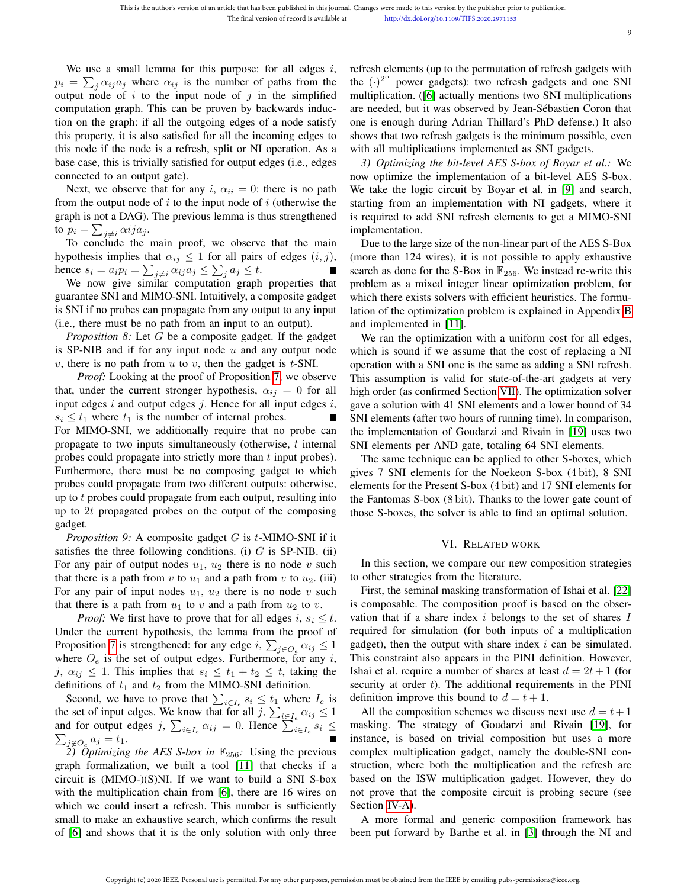We use a small lemma for this purpose: for all edges $i$, $p_i = \sum_j \alpha_{ij} a_j$ where $\alpha_{ij}$ is the number of paths from the output node of $i$ to the input node of $j$ in the simplified computation graph. This can be proven by backwards induction on the graph: if all the outgoing edges of a node satisfy this property, it is also satisfied for all the incoming edges to this node if the node is a refresh, split or NI operation. As a base case, this is trivially satisfied for output edges (i.e., edges connected to an output gate).

Next, we observe that for any $i$, $\alpha_{ii} = 0$: there is no path from the output node of $i$ to the input node of $i$ (otherwise the graph is not a DAG). The previous lemma is thus strengthened to $p_i = \sum_{j \neq i} \alpha i j a_j$.

To conclude the main proof, we observe that the main hypothesis implies that $\alpha_{ij} \leq 1$ for all pairs of edges $(i, j)$, hence $s_i = a_i p_i = \sum_{j \neq i} \alpha_{ij} a_j \leq \sum_j a_j \leq t$. ∎

We now give similar computation graph properties that guarantee SNI and MIMO-SNI. Intuitively, a composite gadget is SNI if no probes can propagate from any output to any input (i.e., there must be no path from an input to an output).

*Proposition 8:* Let $G$ be a composite gadget. If the gadget is SP-NIB and if for any input node $u$ and any output node $v$, there is no path from $u$ to $v$, then the gadget is $t$-SNI.

*Proof:* Looking at the proof of Proposition 7 we observe that, under the current stronger hypothesis, $\alpha_{ij} = 0$ for all input edges $i$ and output edges $j$. Hence for all input edges $i$, $s_i \leq t_1$ where $t_1$ is the number of internal probes. ∎

For MIMO-SNI, we additionally require that no probe can propagate to two inputs simultaneously (otherwise, $t$ internal probes could propagate into strictly more than $t$ input probes). Furthermore, there must be no composing gadget to which probes could propagate from two different outputs: otherwise, up to $t$ probes could propagate from each output, resulting into up to $2t$ propagated probes on the output of the composing gadget.

*Proposition 9:* A composite gadget $G$ is $t$-MIMO-SNI if it satisfies the three following conditions. (i) $G$ is SP-NIB. (ii) For any pair of output nodes $u_1$, $u_2$ there is no node $v$ such that there is a path from $v$ to $u_1$ and a path from $v$ to $u_2$. (iii) For any pair of input nodes $u_1$, $u_2$ there is no node $v$ such that there is a path from $u_1$ to $v$ and a path from $u_2$ to $v$.

*Proof:* We first have to prove that for all edges $i$, $s_i \leq t$. Under the current hypothesis, the lemma from the proof of Proposition 7 is strengthened: for any edge $i$, $\sum_{j \in O_e} \alpha_{ij} \leq 1$ where $O_e$ is the set of output edges. Furthermore, for any $i$, $j$, $\alpha_{ij} \leq 1$. This implies that $s_i \leq t_1 + t_2 \leq t$, taking the definitions of $t_1$ and $t_2$ from the MIMO-SNI definition.

Second, we have to prove that $\sum_{i \in I_e} s_i \leq t_1$ where $I_e$ is the set of input edges. We know that for all $j$, $\sum_{i \in I_e} \alpha_{ij} \leq 1$ and for output edges $j$, $\sum_{i \in I_e} \alpha_{ij} = 0$. Hence $\sum_{i \in I_e} s_i \leq \sum_{j \notin O_e} a_j = t_1$. ∎

*2) Optimizing the AES S-box in $\mathbb{F}_{256}$:* Using the previous graph formalization, we built a tool [11] that checks if a circuit is (MIMO-)(S)NI. If we want to build a SNI S-box with the multiplication chain from [6], there are 16 wires on which we could insert a refresh. This number is sufficiently small to make an exhaustive search, which confirms the result of [6] and shows that it is the only solution with only three refresh elements (up to the permutation of refresh gadgets with the $(\cdot)^{2^\alpha}$ power gadgets): two refresh gadgets and one SNI multiplication. ([6] actually mentions two SNI multiplications are needed, but it was observed by Jean-Sébastien Coron that one is enough during Adrian Thillard's PhD defense.) It also shows that two refresh gadgets is the minimum possible, even with all multiplications implemented as SNI gadgets.

*3) Optimizing the bit-level AES S-box of Boyar et al.:* We now optimize the implementation of a bit-level AES S-box. We take the logic circuit by Boyar et al. in [9] and search, starting from an implementation with NI gadgets, where it is required to add SNI refresh elements to get a MIMO-SNI implementation.

Due to the large size of the non-linear part of the AES S-Box (more than 124 wires), it is not possible to apply exhaustive search as done for the S-Box in $\mathbb{F}_{256}$. We instead re-write this problem as a mixed integer linear optimization problem, for which there exists solvers with efficient heuristics. The formulation of the optimization problem is explained in Appendix B and implemented in [11].

We ran the optimization with a uniform cost for all edges, which is sound if we assume that the cost of replacing a NI operation with a SNI one is the same as adding a SNI refresh. This assumption is valid for state-of-the-art gadgets at very high order (as confirmed Section VII). The optimization solver gave a solution with 41 SNI elements and a lower bound of 34 SNI elements (after two hours of running time). In comparison, the implementation of Goudarzi and Rivain in [19] uses two SNI elements per AND gate, totaling 64 SNI elements.

The same technique can be applied to other S-boxes, which gives 7 SNI elements for the Noekeon S-box (4 bit), 8 SNI elements for the Present S-box (4 bit) and 17 SNI elements for the Fantomas S-box (8 bit). Thanks to the lower gate count of those S-boxes, the solver is able to find an optimal solution.

## VI. Related work

In this section, we compare our new composition strategies to other strategies from the literature.

First, the seminal masking transformation of Ishai et al. [22] is composable. The composition proof is based on the observation that if a share index $i$ belongs to the set of shares $I$ required for simulation (for both inputs of a multiplication gadget), then the output with share index $i$ can be simulated. This constraint also appears in the PINI definition. However, Ishai et al. require a number of shares at least $d = 2t + 1$ (for security at order $t$). The additional requirements in the PINI definition improve this bound to $d = t + 1$.

All the composition schemes we discuss next use $d = t + 1$ masking. The strategy of Goudarzi and Rivain [19], for instance, is based on trivial composition but uses a more complex multiplication gadget, namely the double-SNI construction, where both the multiplication and the refresh are based on the ISW multiplication gadget. However, they do not prove that the composite circuit is probing secure (see Section IV-A).

A more formal and generic composition framework has been put forward by Barthe et al. in [3] through the NI and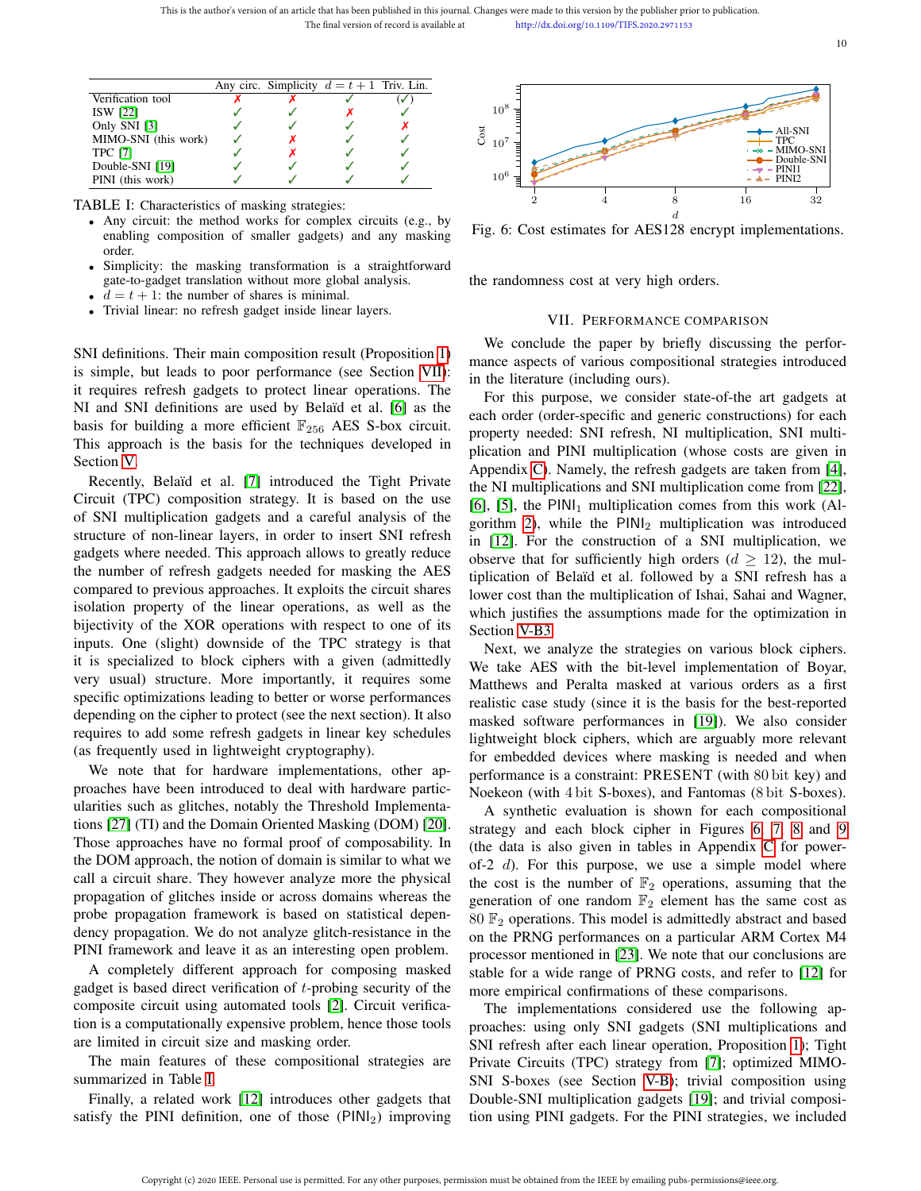|  | Any circ. | Simplicity | $d = t+1$ | Triv. Lin. |
|---|---|---|---|---|
| Verification tool | ✗ | ✗ | ✓ | (✓) |
| ISW [22] | ✓ | ✓ | ✗ | ✓ |
| Only SNI [3] | ✓ | ✓ | ✓ | ✗ |
| MIMO-SNI (this work) | ✓ | ✗ | ✓ | ✓ |
| TPC [7] | ✓ | ✗ | ✓ | ✓ |
| Double-SNI [19] | ✓ | ✓ | ✓ | ✓ |
| PINI (this work) | ✓ | ✓ | ✓ | ✓ |

TABLE I: Characteristics of masking strategies:

- Any circuit: the method works for complex circuits (e.g., by enabling composition of smaller gadgets) and any masking order.
- Simplicity: the masking transformation is a straightforward gate-to-gadget translation without more global analysis.
- $d = t + 1$: the number of shares is minimal.
- Trivial linear: no refresh gadget inside linear layers.

SNI definitions. Their main composition result (Proposition 1) is simple, but leads to poor performance (see Section VII): it requires refresh gadgets to protect linear operations. The NI and SNI definitions are used by Belaïd et al. [6] as the basis for building a more efficient $\mathbb{F}_{256}$ AES S-box circuit. This approach is the basis for the techniques developed in Section V.

Recently, Belaïd et al. [7] introduced the Tight Private Circuit (TPC) composition strategy. It is based on the use of SNI multiplication gadgets and a careful analysis of the structure of non-linear layers, in order to insert SNI refresh gadgets where needed. This approach allows to greatly reduce the number of refresh gadgets needed for masking the AES compared to previous approaches. It exploits the circuit shares isolation property of the linear operations, as well as the bijectivity of the XOR operations with respect to one of its inputs. One (slight) downside of the TPC strategy is that it is specialized to block ciphers with a given (admittedly very usual) structure. More importantly, it requires some specific optimizations leading to better or worse performances depending on the cipher to protect (see the next section). It also requires to add some refresh gadgets in linear key schedules (as frequently used in lightweight cryptography).

We note that for hardware implementations, other approaches have been introduced to deal with hardware particularities such as glitches, notably the Threshold Implementations [27] (TI) and the Domain Oriented Masking (DOM) [20]. Those approaches have no formal proof of composability. In the DOM approach, the notion of domain is similar to what we call a circuit share. They however analyze more the physical propagation of glitches inside or across domains whereas the probe propagation framework is based on statistical dependency propagation. We do not analyze glitch-resistance in the PINI framework and leave it as an interesting open problem.

A completely different approach for composing masked gadget is based direct verification of $t$-probing security of the composite circuit using automated tools [2]. Circuit verification is a computationally expensive problem, hence those tools are limited in circuit size and masking order.

The main features of these compositional strategies are summarized in Table I.

Finally, a related work [12] introduces other gadgets that satisfy the PINI definition, one of those ($\mathsf{PINI}_2$) improving the randomness cost at very high orders.

Cost
$10^8$
$10^7$
$10^6$
2
4
8
16
32
$d$
All-SNI
TPC
MIMO-SNI
Double-SNI
PINI1
PINI2

Fig. 6: Cost estimates for AES128 encrypt implementations.

## VII. Performance comparison

We conclude the paper by briefly discussing the performance aspects of various compositional strategies introduced in the literature (including ours).

For this purpose, we consider state-of-the art gadgets at each order (order-specific and generic constructions) for each property needed: SNI refresh, NI multiplication, SNI multiplication and PINI multiplication (whose costs are given in Appendix C). Namely, the refresh gadgets are taken from [4], the NI multiplications and SNI multiplication come from [22], [6], [5], the $\mathsf{PINI}_1$ multiplication comes from this work (Algorithm 2), while the $\mathsf{PINI}_2$ multiplication was introduced in [12]. For the construction of a SNI multiplication, we observe that for sufficiently high orders ($d \geq 12$), the multiplication of Belaïd et al. followed by a SNI refresh has a lower cost than the multiplication of Ishai, Sahai and Wagner, which justifies the assumptions made for the optimization in Section V-B3.

Next, we analyze the strategies on various block ciphers. We take AES with the bit-level implementation of Boyar, Matthews and Peralta masked at various orders as a first realistic case study (since it is the basis for the best-reported masked software performances in [19]). We also consider lightweight block ciphers, which are arguably more relevant for embedded devices where masking is needed and when performance is a constraint: PRESENT (with 80 bit key) and Noekeon (with 4 bit S-boxes), and Fantomas (8 bit S-boxes).

A synthetic evaluation is shown for each compositional strategy and each block cipher in Figures 6, 7, 8 and 9 (the data is also given in tables in Appendix C for power-of-2 $d$). For this purpose, we use a simple model where the cost is the number of $\mathbb{F}_2$ operations, assuming that the generation of one random $\mathbb{F}_2$ element has the same cost as 80 $\mathbb{F}_2$ operations. This model is admittedly abstract and based on the PRNG performances on a particular ARM Cortex M4 processor mentioned in [23]. We note that our conclusions are stable for a wide range of PRNG costs, and refer to [12] for more empirical confirmations of these comparisons.

The implementations considered use the following approaches: using only SNI gadgets (SNI multiplications and SNI refresh after each linear operation, Proposition 1); Tight Private Circuits (TPC) strategy from [7]; optimized MIMO-SNI S-boxes (see Section V-B); trivial composition using Double-SNI multiplication gadgets [19]; and trivial composition using PINI gadgets. For the PINI strategies, we included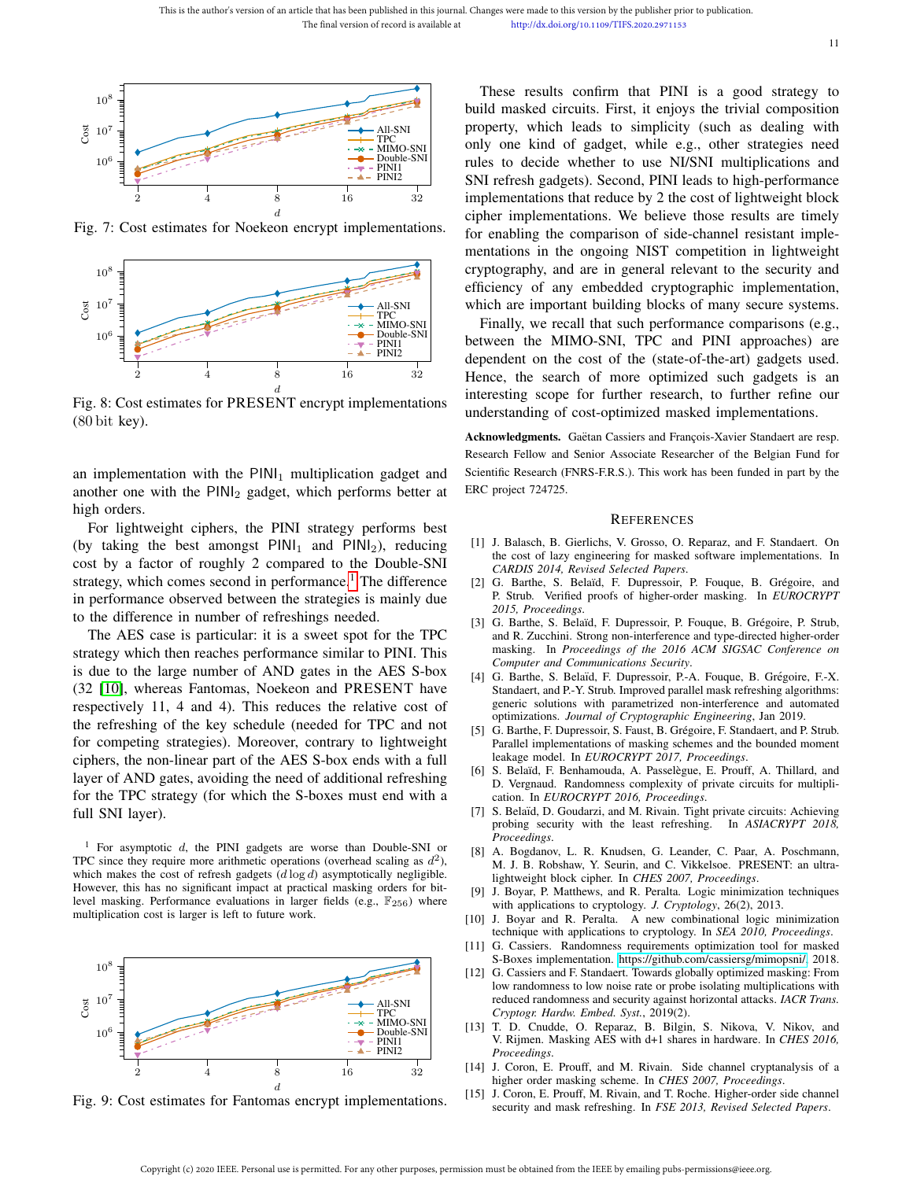$10^8$
$10^7$
$10^6$
Cost
2 4 8 16 32
$d$
All-SNI
TPC
MIMO-SNI
Double-SNI
PINI1
PINI2

Fig. 7: Cost estimates for Noekeon encrypt implementations.

$10^8$
$10^7$
$10^6$
Cost
2 4 8 16 32
$d$
All-SNI
TPC
MIMO-SNI
Double-SNI
PINI1
PINI2

Fig. 8: Cost estimates for PRESENT encrypt implementations (80 bit key).

an implementation with the $\mathsf{PINI}_1$ multiplication gadget and another one with the $\mathsf{PINI}_2$ gadget, which performs better at high orders.

For lightweight ciphers, the PINI strategy performs best (by taking the best amongst $\mathsf{PINI}_1$ and $\mathsf{PINI}_2$), reducing cost by a factor of roughly 2 compared to the Double-SNI strategy, which comes second in performance.[1] The difference in performance observed between the strategies is mainly due to the difference in number of refreshings needed.

The AES case is particular: it is a sweet spot for the TPC strategy which then reaches performance similar to PINI. This is due to the large number of AND gates in the AES S-box (32 [10], whereas Fantomas, Noekeon and PRESENT have respectively 11, 4 and 4). This reduces the relative cost of the refreshing of the key schedule (needed for TPC and not for competing strategies). Moreover, contrary to lightweight ciphers, the non-linear part of the AES S-box ends with a full layer of AND gates, avoiding the need of additional refreshing for the TPC strategy (for which the S-boxes must end with a full SNI layer).

[1] For asymptotic $d$, the PINI gadgets are worse than Double-SNI or TPC since they require more arithmetic operations (overhead scaling as $d^2$), which makes the cost of refresh gadgets ($d \log d$) asymptotically negligible. However, this has no significant impact at practical masking orders for bit-level masking. Performance evaluations in larger fields (e.g., $\mathbb{F}_{256}$) where multiplication cost is larger is left to future work.

$10^8$
$10^7$
$10^6$
Cost
2 4 8 16 32
$d$
All-SNI
TPC
MIMO-SNI
Double-SNI
PINI1
PINI2

Fig. 9: Cost estimates for Fantomas encrypt implementations.

These results confirm that PINI is a good strategy to build masked circuits. First, it enjoys the trivial composition property, which leads to simplicity (such as dealing with only one kind of gadget, while e.g., other strategies need rules to decide whether to use NI/SNI multiplications and SNI refresh gadgets). Second, PINI leads to high-performance implementations that reduce by 2 the cost of lightweight block cipher implementations. We believe those results are timely for enabling the comparison of side-channel resistant implementations in the ongoing NIST competition in lightweight cryptography, and are in general relevant to the security and efficiency of any embedded cryptographic implementation, which are important building blocks of many secure systems.

Finally, we recall that such performance comparisons (e.g., between the MIMO-SNI, TPC and PINI approaches) are dependent on the cost of the (state-of-the-art) gadgets used. Hence, the search of more optimized such gadgets is an interesting scope for further research, to further refine our understanding of cost-optimized masked implementations.

**Acknowledgments.** Gaëtan Cassiers and François-Xavier Standaert are resp. Research Fellow and Senior Associate Researcher of the Belgian Fund for Scientific Research (FNRS-F.R.S.). This work has been funded in part by the ERC project 724725.

## References

[1] J. Balasch, B. Gierlichs, V. Grosso, O. Reparaz, and F. Standaert. On the cost of lazy engineering for masked software implementations. In *CARDIS 2014, Revised Selected Papers*.

[2] G. Barthe, S. Belaïd, F. Dupressoir, P. Fouque, B. Grégoire, and P. Strub. Verified proofs of higher-order masking. In *EUROCRYPT 2015, Proceedings*.

[3] G. Barthe, S. Belaïd, F. Dupressoir, P. Fouque, B. Grégoire, P. Strub, and R. Zucchini. Strong non-interference and type-directed higher-order masking. In *Proceedings of the 2016 ACM SIGSAC Conference on Computer and Communications Security*.

[4] G. Barthe, S. Belaïd, F. Dupressoir, P.-A. Fouque, B. Grégoire, F.-X. Standaert, and P.-Y. Strub. Improved parallel mask refreshing algorithms: generic solutions with parametrized non-interference and automated optimizations. *Journal of Cryptographic Engineering*, Jan 2019.

[5] G. Barthe, F. Dupressoir, S. Faust, B. Grégoire, F. Standaert, and P. Strub. Parallel implementations of masking schemes and the bounded moment leakage model. In *EUROCRYPT 2017, Proceedings*.

[6] S. Belaïd, F. Benhamouda, A. Passelègue, E. Prouff, A. Thillard, and D. Vergnaud. Randomness complexity of private circuits for multiplication. In *EUROCRYPT 2016, Proceedings*.

[7] S. Belaïd, D. Goudarzi, and M. Rivain. Tight private circuits: Achieving probing security with the least refreshing. In *ASIACRYPT 2018, Proceedings*.

[8] A. Bogdanov, L. R. Knudsen, G. Leander, C. Paar, A. Poschmann, M. J. B. Robshaw, Y. Seurin, and C. Vikkelsoe. PRESENT: an ultra-lightweight block cipher. In *CHES 2007, Proceedings*.

[9] J. Boyar, P. Matthews, and R. Peralta. Logic minimization techniques with applications to cryptology. *J. Cryptology*, 26(2), 2013.

[10] J. Boyar and R. Peralta. A new combinational logic minimization technique with applications to cryptology. In *SEA 2010, Proceedings*.

[11] G. Cassiers. Randomness requirements optimization tool for masked S-Boxes implementation. https://github.com/cassiersg/mimopsni/, 2018.

[12] G. Cassiers and F. Standaert. Towards globally optimized masking: From low randomness to low noise rate or probe isolating multiplications with reduced randomness and security against horizontal attacks. *IACR Trans. Cryptogr. Hardw. Embed. Syst.*, 2019(2).

[13] T. D. Cnudde, O. Reparaz, B. Bilgin, S. Nikova, V. Nikov, and V. Rijmen. Masking AES with d+1 shares in hardware. In *CHES 2016, Proceedings*.

[14] J. Coron, E. Prouff, and M. Rivain. Side channel cryptanalysis of a higher order masking scheme. In *CHES 2007, Proceedings*.

[15] J. Coron, E. Prouff, M. Rivain, and T. Roche. Higher-order side channel security and mask refreshing. In *FSE 2013, Revised Selected Papers*.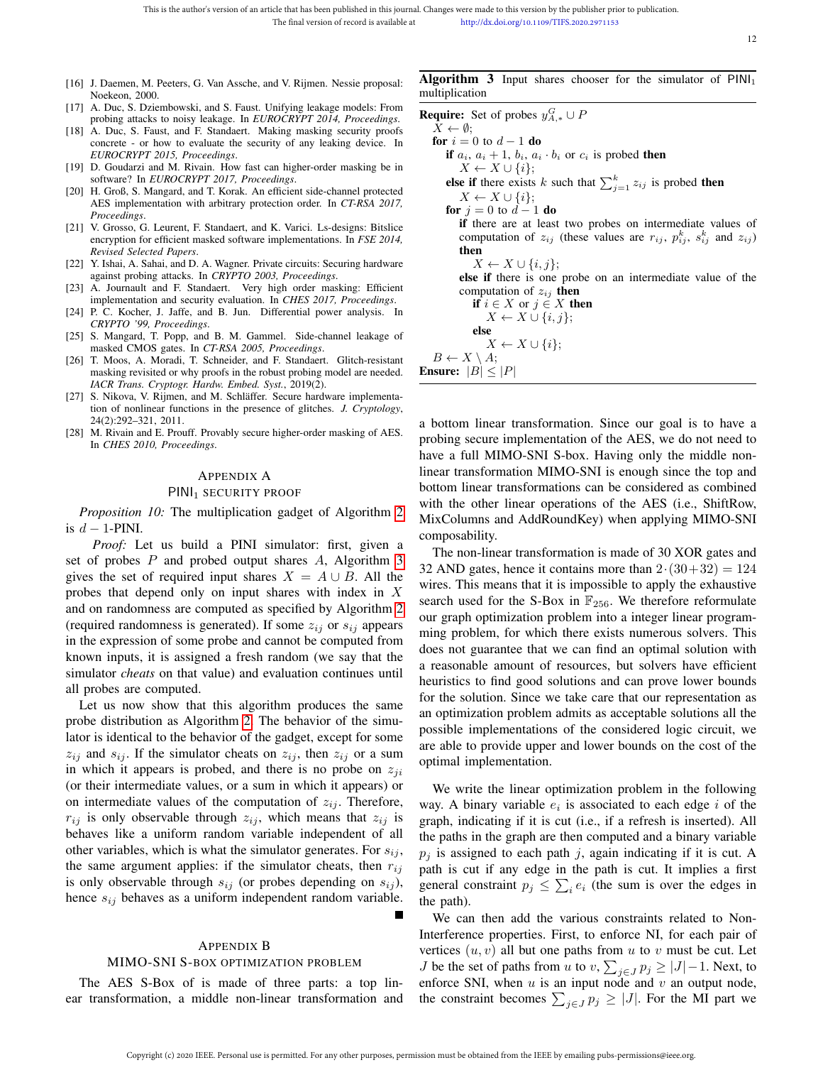[16] J. Daemen, M. Peeters, G. Van Assche, and V. Rijmen. Nessie proposal: Noekeon, 2000.

[17] A. Duc, S. Dziembowski, and S. Faust. Unifying leakage models: From probing attacks to noisy leakage. In *EUROCRYPT 2014, Proceedings*.

[18] A. Duc, S. Faust, and F. Standaert. Making masking security proofs concrete - or how to evaluate the security of any leaking device. In *EUROCRYPT 2015, Proceedings*.

[19] D. Goudarzi and M. Rivain. How fast can higher-order masking be in software? In *EUROCRYPT 2017, Proceedings*.

[20] H. Groß, S. Mangard, and T. Korak. An efficient side-channel protected AES implementation with arbitrary protection order. In *CT-RSA 2017, Proceedings*.

[21] V. Grosso, G. Leurent, F. Standaert, and K. Varici. Ls-designs: Bitslice encryption for efficient masked software implementations. In *FSE 2014, Revised Selected Papers*.

[22] Y. Ishai, A. Sahai, and D. A. Wagner. Private circuits: Securing hardware against probing attacks. In *CRYPTO 2003, Proceedings*.

[23] A. Journault and F. Standaert. Very high order masking: Efficient implementation and security evaluation. In *CHES 2017, Proceedings*.

[24] P. C. Kocher, J. Jaffe, and B. Jun. Differential power analysis. In *CRYPTO '99, Proceedings*.

[25] S. Mangard, T. Popp, and B. M. Gammel. Side-channel leakage of masked CMOS gates. In *CT-RSA 2005, Proceedings*.

[26] T. Moos, A. Moradi, T. Schneider, and F. Standaert. Glitch-resistant masking revisited or why proofs in the robust probing model are needed. *IACR Trans. Cryptogr. Hardw. Embed. Syst.*, 2019(2).

[27] S. Nikova, V. Rijmen, and M. Schläffer. Secure hardware implementation of nonlinear functions in the presence of glitches. *J. Cryptology*, 24(2):292–321, 2011.

[28] M. Rivain and E. Prouff. Provably secure higher-order masking of AES. In *CHES 2010, Proceedings*.

## Appendix A
## PINI$_1$ security proof

*Proposition 10:* The multiplication gadget of Algorithm 2 is $d-1$-PINI.

*Proof:* Let us build a PINI simulator: first, given a set of probes $P$ and probed output shares $A$, Algorithm 3 gives the set of required input shares $X = A \cup B$. All the probes that depend only on input shares with index in $X$ and on randomness are computed as specified by Algorithm 2 (required randomness is generated). If some $z_{ij}$ or $s_{ij}$ appears in the expression of some probe and cannot be computed from known inputs, it is assigned a fresh random (we say that the simulator *cheats* on that value) and evaluation continues until all probes are computed.

Let us now show that this algorithm produces the same probe distribution as Algorithm 2. The behavior of the simulator is identical to the behavior of the gadget, except for some $z_{ij}$ and $s_{ij}$. If the simulator cheats on $z_{ij}$, then $z_{ij}$ or a sum in which it appears is probed, and there is no probe on $z_{ji}$ (or their intermediate values, or a sum in which it appears) or on intermediate values of the computation of $z_{ij}$. Therefore, $r_{ij}$ is only observable through $z_{ij}$, which means that $z_{ij}$ is behaves like a uniform random variable independent of all other variables, which is what the simulator generates. For $s_{ij}$, the same argument applies: if the simulator cheats, then $r_{ij}$ is only observable through $s_{ij}$ (or probes depending on $s_{ij}$), hence $s_{ij}$ behaves as a uniform independent random variable. ∎

**Algorithm 3** Input shares chooser for the simulator of PINI$_1$ multiplication

```
Require: Set of probes y^G_{A,*} ∪ P
  X ← ∅;
  for i = 0 to d − 1 do
    if a_i, a_i + 1, b_i, a_i · b_i or c_i is probed then
      X ← X ∪ {i};
    else if there exists k such that Σ_{j=1}^{k} z_ij is probed then
      X ← X ∪ {i};
    for j = 0 to d − 1 do
      if there are at least two probes on intermediate values of
      computation of z_ij (these values are r_ij, p^k_ij, s^k_ij and z_ij)
      then
        X ← X ∪ {i, j};
      else if there is one probe on an intermediate value of the
      computation of z_ij then
        if i ∈ X or j ∈ X then
          X ← X ∪ {i, j};
        else
          X ← X ∪ {i};
  B ← X \ A;
Ensure: |B| ≤ |P|
```

## Appendix B
## MIMO-SNI S-box optimization problem

The AES S-Box of is made of three parts: a top linear transformation, a middle non-linear transformation and a bottom linear transformation. Since our goal is to have a probing secure implementation of the AES, we do not need to have a full MIMO-SNI S-box. Having only the middle non-linear transformation MIMO-SNI is enough since the top and bottom linear transformations can be considered as combined with the other linear operations of the AES (i.e., ShiftRow, MixColumns and AddRoundKey) when applying MIMO-SNI composability.

The non-linear transformation is made of 30 XOR gates and 32 AND gates, hence it contains more than $2\cdot(30+32) = 124$ wires. This means that it is impossible to apply the exhaustive search used for the S-Box in $\mathbb{F}_{256}$. We therefore reformulate our graph optimization problem into a integer linear programming problem, for which there exists numerous solvers. This does not guarantee that we can find an optimal solution with a reasonable amount of resources, but solvers have efficient heuristics to find good solutions and can prove lower bounds for the solution. Since we take care that our representation as an optimization problem admits as acceptable solutions all the possible implementations of the considered logic circuit, we are able to provide upper and lower bounds on the cost of the optimal implementation.

We write the linear optimization problem in the following way. A binary variable $e_i$ is associated to each edge $i$ of the graph, indicating if it is cut (i.e., if a refresh is inserted). All the paths in the graph are then computed and a binary variable $p_j$ is assigned to each path $j$, again indicating if it is cut. A path is cut if any edge in the path is cut. It implies a first general constraint $p_j \le \sum_i e_i$ (the sum is over the edges in the path).

We can then add the various constraints related to Non-Interference properties. First, to enforce NI, for each pair of vertices $(u, v)$ all but one paths from $u$ to $v$ must be cut. Let $J$ be the set of paths from $u$ to $v$, $\sum_{j\in J} p_j \ge |J|-1$. Next, to enforce SNI, when $u$ is an input node and $v$ an output node, the constraint becomes $\sum_{j\in J} p_j \ge |J|$. For the MI part we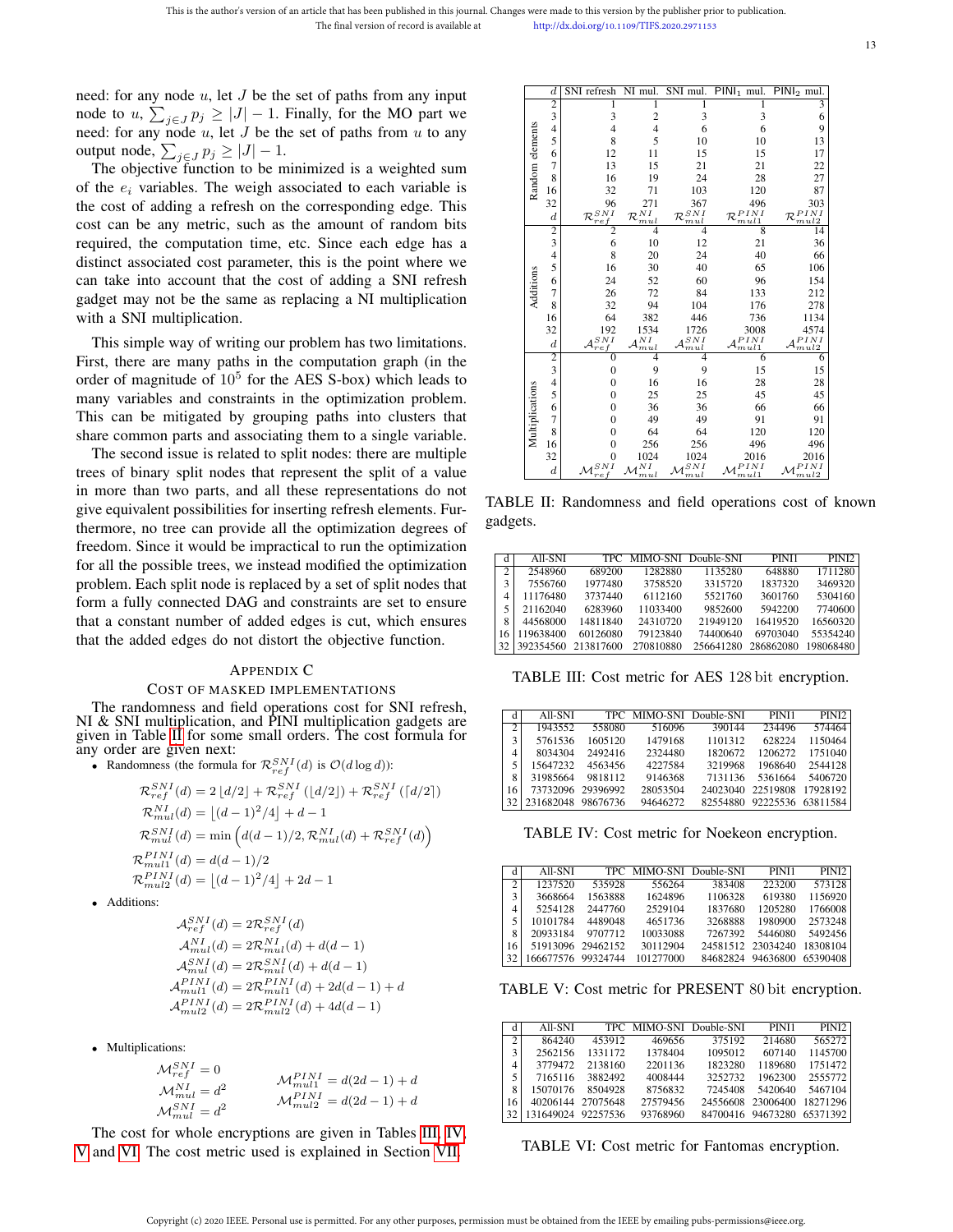need: for any node $u$, let $J$ be the set of paths from any input node to $u$, $\sum_{j\in J} p_j \geq |J|-1$. Finally, for the MO part we need: for any node $u$, let $J$ be the set of paths from $u$ to any output node, $\sum_{j\in J} p_j \geq |J|-1$.

The objective function to be minimized is a weighted sum of the $e_i$ variables. The weigh associated to each variable is the cost of adding a refresh on the corresponding edge. This cost can be any metric, such as the amount of random bits required, the computation time, etc. Since each edge has a distinct associated cost parameter, this is the point where we can take into account that the cost of adding a SNI refresh gadget may not be the same as replacing a NI multiplication with a SNI multiplication.

This simple way of writing our problem has two limitations. First, there are many paths in the computation graph (in the order of magnitude of $10^5$ for the AES S-box) which leads to many variables and constraints in the optimization problem. This can be mitigated by grouping paths into clusters that share common parts and associating them to a single variable.

The second issue is related to split nodes: there are multiple trees of binary split nodes that represent the split of a value in more than two parts, and all these representations do not give equivalent possibilities for inserting refresh elements. Furthermore, no tree can provide all the optimization degrees of freedom. Since it would be impractical to run the optimization for all the possible trees, we instead modified the optimization problem. Each split node is replaced by a set of split nodes that form a fully connected DAG and constraints are set to ensure that a constant number of added edges is cut, which ensures that the added edges do not distort the objective function.

## Appendix C
### Cost of Masked Implementations

The randomness and field operations cost for SNI refresh, NI & SNI multiplication, and PINI multiplication gadgets are given in Table II for some small orders. The cost formula for any order are given next:

- Randomness (the formula for $\mathcal{R}^{SNI}_{ref}(d)$ is $\mathcal{O}(d\log d)$):

$$\mathcal{R}^{SNI}_{ref}(d) = 2\lfloor d/2\rfloor + \mathcal{R}^{SNI}_{ref}(\lfloor d/2\rfloor) + \mathcal{R}^{SNI}_{ref}(\lceil d/2\rceil)$$
$$\mathcal{R}^{NI}_{mul}(d) = \lfloor (d-1)^2/4\rfloor + d - 1$$
$$\mathcal{R}^{SNI}_{mul}(d) = \min\left(d(d-1)/2, \mathcal{R}^{NI}_{mul}(d) + \mathcal{R}^{SNI}_{ref}(d)\right)$$
$$\mathcal{R}^{PINI}_{mul1}(d) = d(d-1)/2$$
$$\mathcal{R}^{PINI}_{mul2}(d) = \lfloor (d-1)^2/4\rfloor + 2d - 1$$

- Additions:

$$\mathcal{A}^{SNI}_{ref}(d) = 2\mathcal{R}^{SNI}_{ref}(d)$$
$$\mathcal{A}^{NI}_{mul}(d) = 2\mathcal{R}^{NI}_{mul}(d) + d(d-1)$$
$$\mathcal{A}^{SNI}_{mul}(d) = 2\mathcal{R}^{SNI}_{mul}(d) + d(d-1)$$
$$\mathcal{A}^{PINI}_{mul1}(d) = 2\mathcal{R}^{PINI}_{mul1}(d) + 2d(d-1) + d$$
$$\mathcal{A}^{PINI}_{mul2}(d) = 2\mathcal{R}^{PINI}_{mul2}(d) + 4d(d-1)$$

- Multiplications:

$$\mathcal{M}^{SNI}_{ref} = 0 \qquad \mathcal{M}^{PINI}_{mul1} = d(2d-1) + d$$
$$\mathcal{M}^{NI}_{mul} = d^2 \qquad \mathcal{M}^{PINI}_{mul2} = d(2d-1) + d$$
$$\mathcal{M}^{SNI}_{mul} = d^2$$

The cost for whole encryptions are given in Tables III, IV, V and VI. The cost metric used is explained in Section VII.

| | $d$ | SNI refresh | NI mul. | SNI mul. | PINI$_1$ mul. | PINI$_2$ mul. |
|---|---|---|---|---|---|---|
| Random elements | 2 | 1 | 1 | 1 | 1 | 3 |
| | 3 | 3 | 2 | 3 | 3 | 6 |
| | 4 | 4 | 4 | 6 | 6 | 9 |
| | 5 | 8 | 5 | 10 | 10 | 13 |
| | 6 | 12 | 11 | 15 | 15 | 17 |
| | 7 | 13 | 15 | 21 | 21 | 22 |
| | 8 | 16 | 19 | 24 | 28 | 27 |
| | 16 | 32 | 71 | 103 | 120 | 87 |
| | 32 | 96 | 271 | 367 | 496 | 303 |
| | $d$ | $\mathcal{R}^{SNI}_{ref}$ | $\mathcal{R}^{NI}_{mul}$ | $\mathcal{R}^{SNI}_{mul}$ | $\mathcal{R}^{PINI}_{mul1}$ | $\mathcal{R}^{PINI}_{mul2}$ |
| Additions | 2 | 2 | 4 | 4 | 8 | 14 |
| | 3 | 6 | 10 | 12 | 21 | 36 |
| | 4 | 8 | 20 | 24 | 40 | 66 |
| | 5 | 16 | 30 | 40 | 65 | 106 |
| | 6 | 24 | 52 | 60 | 96 | 154 |
| | 7 | 26 | 72 | 84 | 133 | 212 |
| | 8 | 32 | 94 | 104 | 176 | 278 |
| | 16 | 64 | 382 | 446 | 736 | 1134 |
| | 32 | 192 | 1534 | 1726 | 3008 | 4574 |
| | $d$ | $\mathcal{A}^{SNI}_{ref}$ | $\mathcal{A}^{NI}_{mul}$ | $\mathcal{A}^{SNI}_{mul}$ | $\mathcal{A}^{PINI}_{mul1}$ | $\mathcal{A}^{PINI}_{mul2}$ |
| Multiplications | 2 | 0 | 4 | 4 | 6 | 6 |
| | 3 | 0 | 9 | 9 | 15 | 15 |
| | 4 | 0 | 16 | 16 | 28 | 28 |
| | 5 | 0 | 25 | 25 | 45 | 45 |
| | 6 | 0 | 36 | 36 | 66 | 66 |
| | 7 | 0 | 49 | 49 | 91 | 91 |
| | 8 | 0 | 64 | 64 | 120 | 120 |
| | 16 | 0 | 256 | 256 | 496 | 496 |
| | 32 | 0 | 1024 | 1024 | 2016 | 2016 |
| | $d$ | $\mathcal{M}^{SNI}_{ref}$ | $\mathcal{M}^{NI}_{mul}$ | $\mathcal{M}^{SNI}_{mul}$ | $\mathcal{M}^{PINI}_{mul1}$ | $\mathcal{M}^{PINI}_{mul2}$ |

TABLE II: Randomness and field operations cost of known gadgets.

| d | All-SNI | TPC | MIMO-SNI | Double-SNI | PINI1 | PINI2 |
|---|---|---|---|---|---|---|
| 2 | 2548960 | 689200 | 1282880 | 1135280 | 648880 | 1711280 |
| 3 | 7556760 | 1977480 | 3758520 | 3315720 | 1837320 | 3469320 |
| 4 | 11176480 | 3737440 | 6112160 | 5521760 | 3601760 | 5304160 |
| 5 | 21162040 | 6283960 | 11033400 | 9852600 | 5942200 | 7740600 |
| 8 | 44568000 | 14811840 | 24310720 | 21949120 | 16419520 | 16560320 |
| 16 | 119638400 | 60126080 | 79123840 | 74400640 | 69703040 | 55354240 |
| 32 | 392354560 | 213817600 | 270810880 | 256641280 | 286862080 | 198068480 |

TABLE III: Cost metric for AES 128 bit encryption.

| d | All-SNI | TPC | MIMO-SNI | Double-SNI | PINI1 | PINI2 |
|---|---|---|---|---|---|---|
| 2 | 1943552 | 558080 | 516096 | 390144 | 234496 | 574464 |
| 3 | 5761536 | 1605120 | 1479168 | 1101312 | 628224 | 1150464 |
| 4 | 8034304 | 2492416 | 2324480 | 1820672 | 1206272 | 1751040 |
| 5 | 15647232 | 4563456 | 4227584 | 3219968 | 1968640 | 2544128 |
| 8 | 31985664 | 9818112 | 9146368 | 7131136 | 5361664 | 5406720 |
| 16 | 73732096 | 29396992 | 28053504 | 24023040 | 22519808 | 17928192 |
| 32 | 231682048 | 98676736 | 94646272 | 82554880 | 92225536 | 63811584 |

TABLE IV: Cost metric for Noekeon encryption.

| d | All-SNI | TPC | MIMO-SNI | Double-SNI | PINI1 | PINI2 |
|---|---|---|---|---|---|---|
| 2 | 1237520 | 535928 | 556264 | 383408 | 223200 | 573128 |
| 3 | 3668664 | 1563888 | 1624896 | 1106328 | 619380 | 1156920 |
| 4 | 5254128 | 2447760 | 2529104 | 1837560 | 1205280 | 1766008 |
| 5 | 10101784 | 4489048 | 4651736 | 3268888 | 1980900 | 2573248 |
| 8 | 20933184 | 9707712 | 10033088 | 7267392 | 5446080 | 5492456 |
| 16 | 51913096 | 29462152 | 30112904 | 24581512 | 23034240 | 18308104 |
| 32 | 166677576 | 99324744 | 101277000 | 84682824 | 94636800 | 65390408 |

TABLE V: Cost metric for PRESENT 80 bit encryption.

| d | All-SNI | TPC | MIMO-SNI | Double-SNI | PINI1 | PINI2 |
|---|---|---|---|---|---|---|
| 2 | 864240 | 453912 | 469656 | 375192 | 214680 | 565272 |
| 3 | 2562156 | 1331172 | 1378404 | 1095012 | 607140 | 1145700 |
| 4 | 3779472 | 2138160 | 2201136 | 1823280 | 1189680 | 1751472 |
| 5 | 7165116 | 3882492 | 4008444 | 3252732 | 1962300 | 2555772 |
| 8 | 15070176 | 8504928 | 8756832 | 7245408 | 5420640 | 5467104 |
| 16 | 40206144 | 27075648 | 27579456 | 24556608 | 23006400 | 18271296 |
| 32 | 131649024 | 92257536 | 93768960 | 84700416 | 94673280 | 65371392 |

TABLE VI: Cost metric for Fantomas encryption.